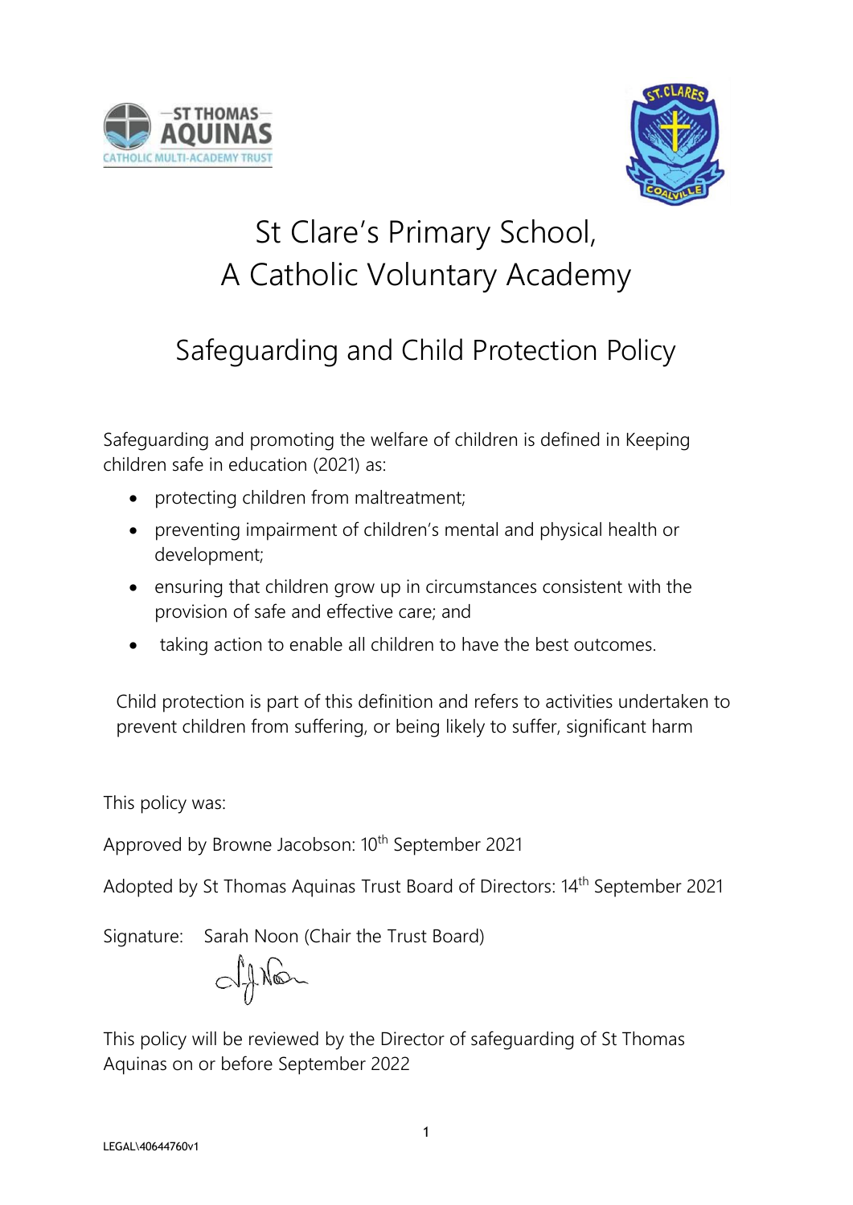# St Clare's Primary School, A Catholic Voluntary Academy

## Safeguarding and Child Protection Policy

Safeguarding and promoting the welfare of children is defined in Keeping children safe in education (2021) as:

- protecting children from maltreatment;
- preventing impairment of children's mental and physical health or development;
- ensuring that children grow up in circumstances consistent with the provision of safe and effective care; and
- taking action to enable all children to have the best outcomes.

Child protection is part of this definition and refers to activities undertaken to prevent children from suffering, or being likely to suffer, significant harm

This policy was:

Approved by Browne Jacobson: 10th September 2021

Adopted by St Thomas Aquinas Trust Board of Directors: 14th September 2021

Signature: Sarah Noon (Chair the Trust Board)

This policy will be reviewed by the Director of safeguarding of St Thomas Aquinas on or before September 2022

LEGAL\40644760v1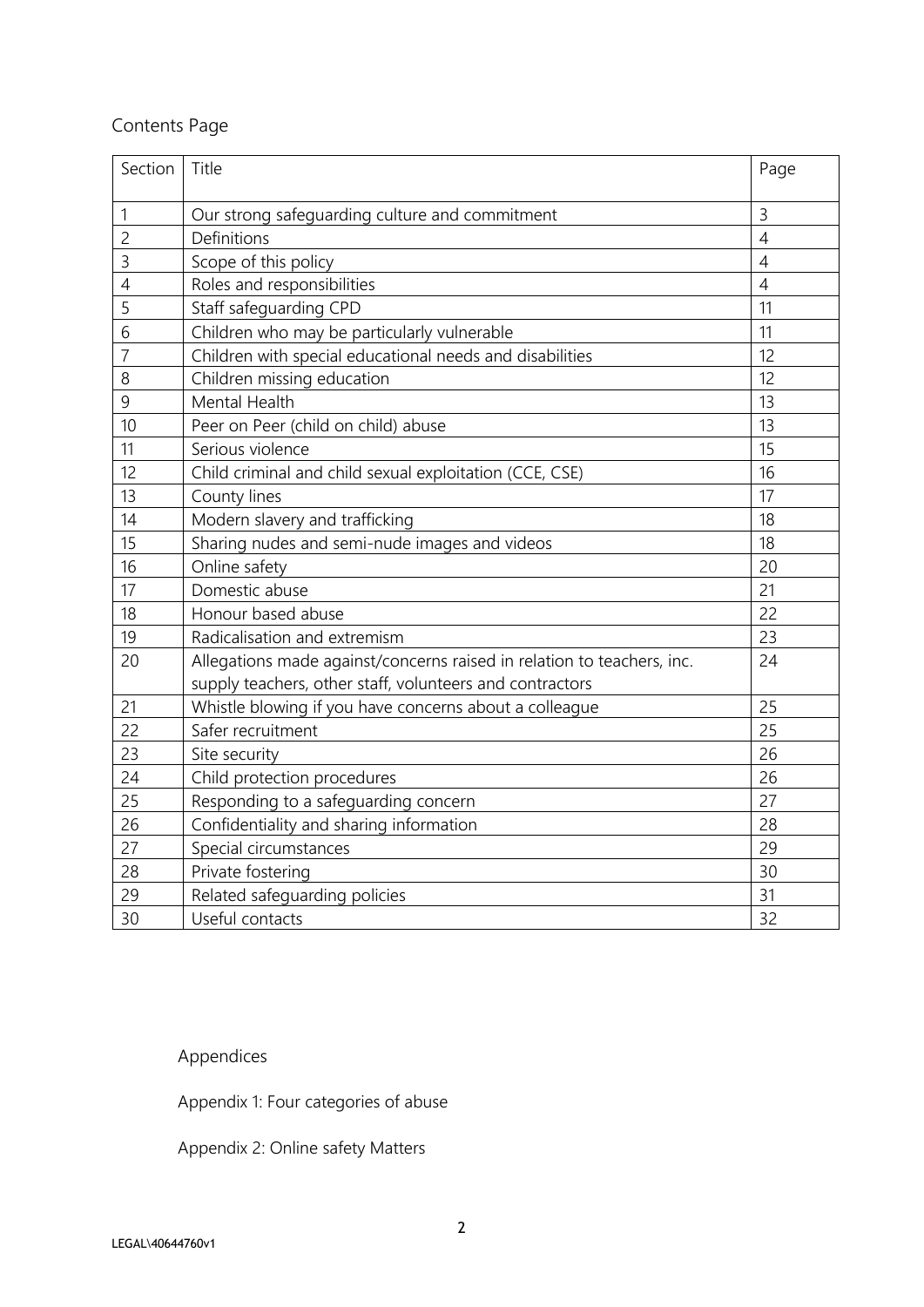Contents Page

| Section | Title | Page |
|---|---|---|
| 1 | Our strong safeguarding culture and commitment | 3 |
| 2 | Definitions | 4 |
| 3 | Scope of this policy | 4 |
| 4 | Roles and responsibilities | 4 |
| 5 | Staff safeguarding CPD | 11 |
| 6 | Children who may be particularly vulnerable | 11 |
| 7 | Children with special educational needs and disabilities | 12 |
| 8 | Children missing education | 12 |
| 9 | Mental Health | 13 |
| 10 | Peer on Peer (child on child) abuse | 13 |
| 11 | Serious violence | 15 |
| 12 | Child criminal and child sexual exploitation (CCE, CSE) | 16 |
| 13 | County lines | 17 |
| 14 | Modern slavery and trafficking | 18 |
| 15 | Sharing nudes and semi-nude images and videos | 18 |
| 16 | Online safety | 20 |
| 17 | Domestic abuse | 21 |
| 18 | Honour based abuse | 22 |
| 19 | Radicalisation and extremism | 23 |
| 20 | Allegations made against/concerns raised in relation to teachers, inc. supply teachers, other staff, volunteers and contractors | 24 |
| 21 | Whistle blowing if you have concerns about a colleague | 25 |
| 22 | Safer recruitment | 25 |
| 23 | Site security | 26 |
| 24 | Child protection procedures | 26 |
| 25 | Responding to a safeguarding concern | 27 |
| 26 | Confidentiality and sharing information | 28 |
| 27 | Special circumstances | 29 |
| 28 | Private fostering | 30 |
| 29 | Related safeguarding policies | 31 |
| 30 | Useful contacts | 32 |

Appendices

Appendix 1: Four categories of abuse

Appendix 2: Online safety Matters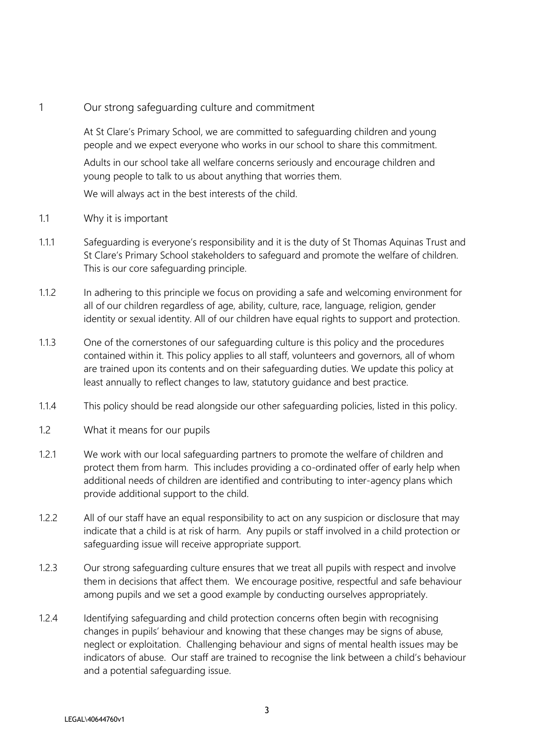# 1 Our strong safeguarding culture and commitment

At St Clare's Primary School, we are committed to safeguarding children and young people and we expect everyone who works in our school to share this commitment.

Adults in our school take all welfare concerns seriously and encourage children and young people to talk to us about anything that worries them.

We will always act in the best interests of the child.

## 1.1 Why it is important

1.1.1 Safeguarding is everyone's responsibility and it is the duty of St Thomas Aquinas Trust and St Clare's Primary School stakeholders to safeguard and promote the welfare of children. This is our core safeguarding principle.

1.1.2 In adhering to this principle we focus on providing a safe and welcoming environment for all of our children regardless of age, ability, culture, race, language, religion, gender identity or sexual identity. All of our children have equal rights to support and protection.

1.1.3 One of the cornerstones of our safeguarding culture is this policy and the procedures contained within it. This policy applies to all staff, volunteers and governors, all of whom are trained upon its contents and on their safeguarding duties. We update this policy at least annually to reflect changes to law, statutory guidance and best practice.

1.1.4 This policy should be read alongside our other safeguarding policies, listed in this policy.

## 1.2 What it means for our pupils

1.2.1 We work with our local safeguarding partners to promote the welfare of children and protect them from harm. This includes providing a co-ordinated offer of early help when additional needs of children are identified and contributing to inter-agency plans which provide additional support to the child.

1.2.2 All of our staff have an equal responsibility to act on any suspicion or disclosure that may indicate that a child is at risk of harm. Any pupils or staff involved in a child protection or safeguarding issue will receive appropriate support.

1.2.3 Our strong safeguarding culture ensures that we treat all pupils with respect and involve them in decisions that affect them. We encourage positive, respectful and safe behaviour among pupils and we set a good example by conducting ourselves appropriately.

1.2.4 Identifying safeguarding and child protection concerns often begin with recognising changes in pupils' behaviour and knowing that these changes may be signs of abuse, neglect or exploitation. Challenging behaviour and signs of mental health issues may be indicators of abuse. Our staff are trained to recognise the link between a child's behaviour and a potential safeguarding issue.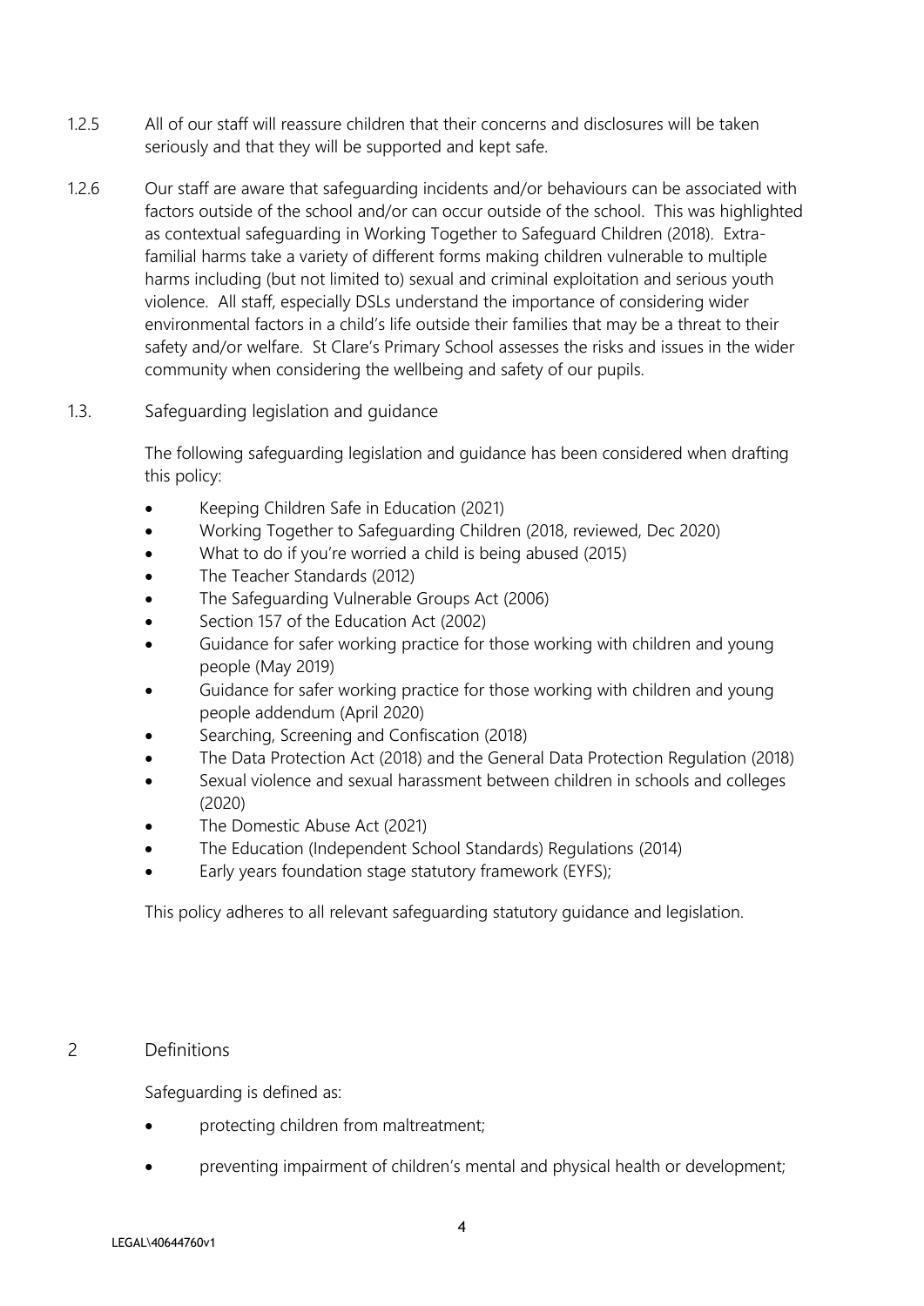1.2.5 All of our staff will reassure children that their concerns and disclosures will be taken seriously and that they will be supported and kept safe.

1.2.6 Our staff are aware that safeguarding incidents and/or behaviours can be associated with factors outside of the school and/or can occur outside of the school. This was highlighted as contextual safeguarding in Working Together to Safeguard Children (2018). Extra-familial harms take a variety of different forms making children vulnerable to multiple harms including (but not limited to) sexual and criminal exploitation and serious youth violence. All staff, especially DSLs understand the importance of considering wider environmental factors in a child's life outside their families that may be a threat to their safety and/or welfare. St Clare's Primary School assesses the risks and issues in the wider community when considering the wellbeing and safety of our pupils.

## 1.3. Safeguarding legislation and guidance

The following safeguarding legislation and guidance has been considered when drafting this policy:

- Keeping Children Safe in Education (2021)
- Working Together to Safeguarding Children (2018, reviewed, Dec 2020)
- What to do if you're worried a child is being abused (2015)
- The Teacher Standards (2012)
- The Safeguarding Vulnerable Groups Act (2006)
- Section 157 of the Education Act (2002)
- Guidance for safer working practice for those working with children and young people (May 2019)
- Guidance for safer working practice for those working with children and young people addendum (April 2020)
- Searching, Screening and Confiscation (2018)
- The Data Protection Act (2018) and the General Data Protection Regulation (2018)
- Sexual violence and sexual harassment between children in schools and colleges (2020)
- The Domestic Abuse Act (2021)
- The Education (Independent School Standards) Regulations (2014)
- Early years foundation stage statutory framework (EYFS);

This policy adheres to all relevant safeguarding statutory guidance and legislation.

# 2 Definitions

Safeguarding is defined as:

- protecting children from maltreatment;
- preventing impairment of children's mental and physical health or development;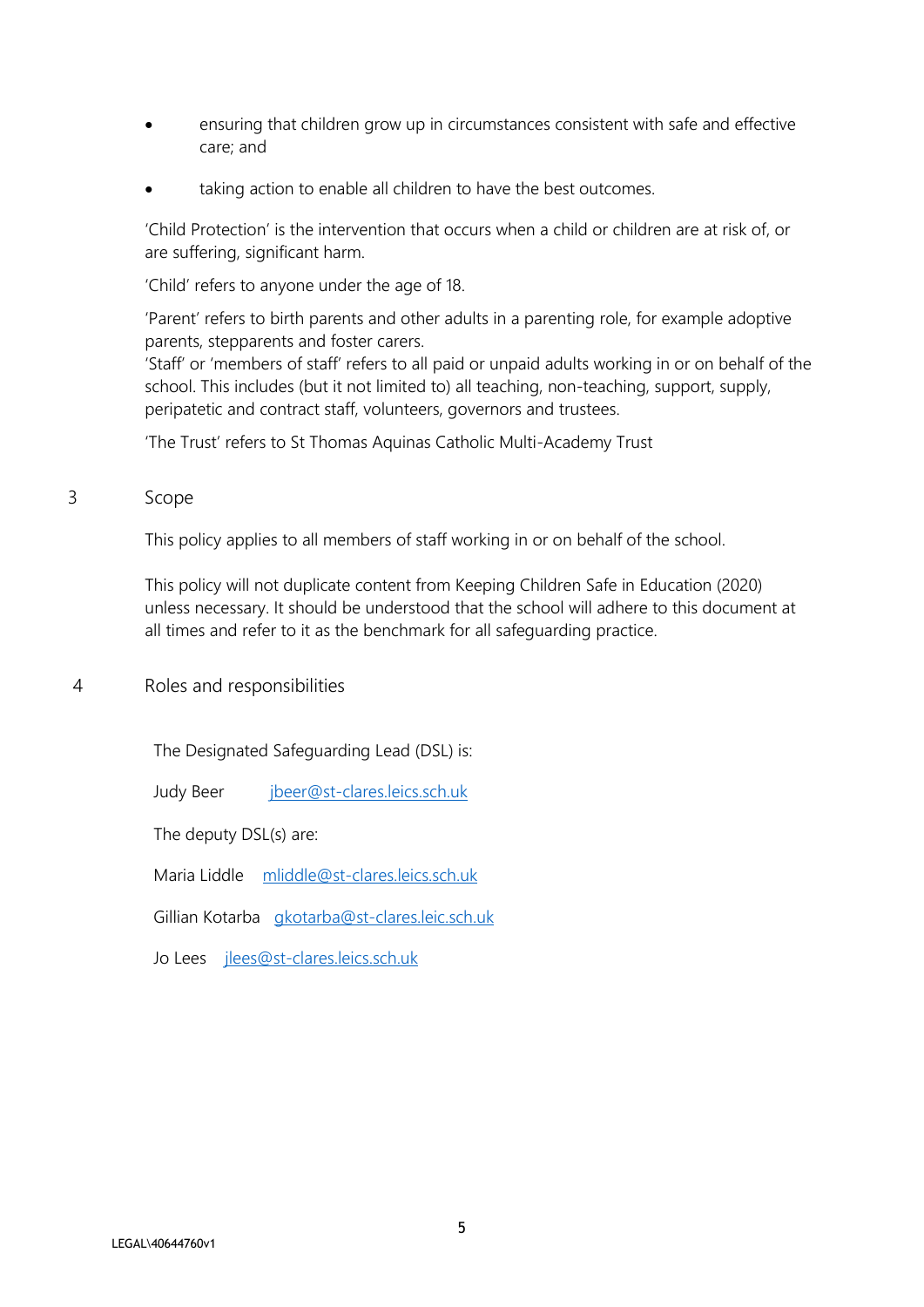- ensuring that children grow up in circumstances consistent with safe and effective care; and
- taking action to enable all children to have the best outcomes.

'Child Protection' is the intervention that occurs when a child or children are at risk of, or are suffering, significant harm.

'Child' refers to anyone under the age of 18.

'Parent' refers to birth parents and other adults in a parenting role, for example adoptive parents, stepparents and foster carers.
'Staff' or 'members of staff' refers to all paid or unpaid adults working in or on behalf of the school. This includes (but it not limited to) all teaching, non-teaching, support, supply, peripatetic and contract staff, volunteers, governors and trustees.

'The Trust' refers to St Thomas Aquinas Catholic Multi-Academy Trust

## 3 Scope

This policy applies to all members of staff working in or on behalf of the school.

This policy will not duplicate content from Keeping Children Safe in Education (2020) unless necessary. It should be understood that the school will adhere to this document at all times and refer to it as the benchmark for all safeguarding practice.

## 4 Roles and responsibilities

The Designated Safeguarding Lead (DSL) is:

Judy Beer jbeer@st-clares.leics.sch.uk

The deputy DSL(s) are:

Maria Liddle mliddle@st-clares.leics.sch.uk

Gillian Kotarba gkotarba@st-clares.leic.sch.uk

Jo Lees jlees@st-clares.leics.sch.uk

LEGAL\40644760v1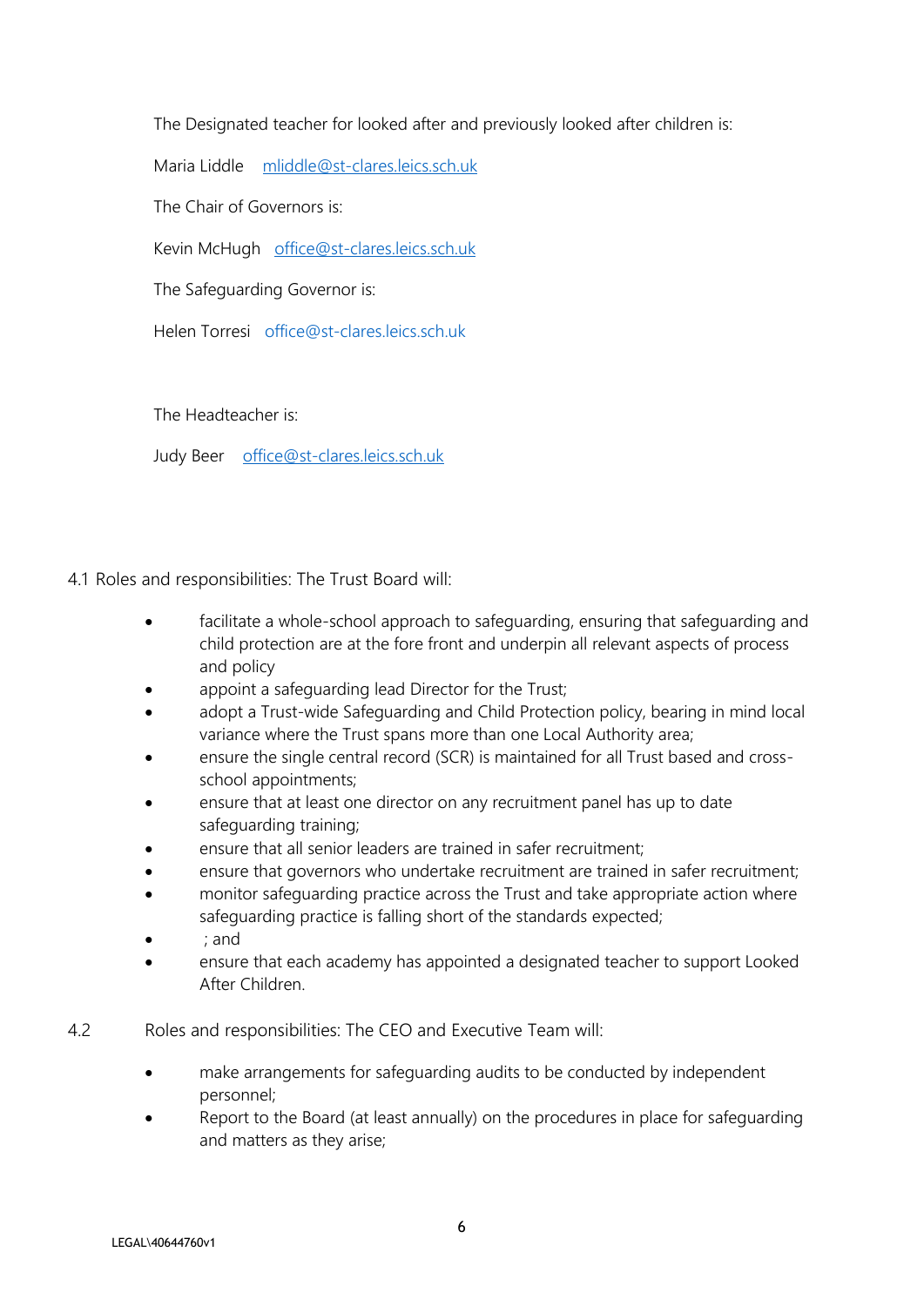The Designated teacher for looked after and previously looked after children is:

Maria Liddle [mliddle@st-clares.leics.sch.uk](mailto:mliddle@st-clares.leics.sch.uk)

The Chair of Governors is:

Kevin McHugh [office@st-clares.leics.sch.uk](mailto:office@st-clares.leics.sch.uk)

The Safeguarding Governor is:

Helen Torresi office@st-clares.leics.sch.uk

The Headteacher is:

Judy Beer [office@st-clares.leics.sch.uk](mailto:office@st-clares.leics.sch.uk)

4.1 Roles and responsibilities: The Trust Board will:

- facilitate a whole-school approach to safeguarding, ensuring that safeguarding and child protection are at the fore front and underpin all relevant aspects of process and policy
- appoint a safeguarding lead Director for the Trust;
- adopt a Trust-wide Safeguarding and Child Protection policy, bearing in mind local variance where the Trust spans more than one Local Authority area;
- ensure the single central record (SCR) is maintained for all Trust based and cross-school appointments;
- ensure that at least one director on any recruitment panel has up to date safeguarding training;
- ensure that all senior leaders are trained in safer recruitment;
- ensure that governors who undertake recruitment are trained in safer recruitment;
- monitor safeguarding practice across the Trust and take appropriate action where safeguarding practice is falling short of the standards expected;
- ; and
- ensure that each academy has appointed a designated teacher to support Looked After Children.

4.2 Roles and responsibilities: The CEO and Executive Team will:

- make arrangements for safeguarding audits to be conducted by independent personnel;
- Report to the Board (at least annually) on the procedures in place for safeguarding and matters as they arise;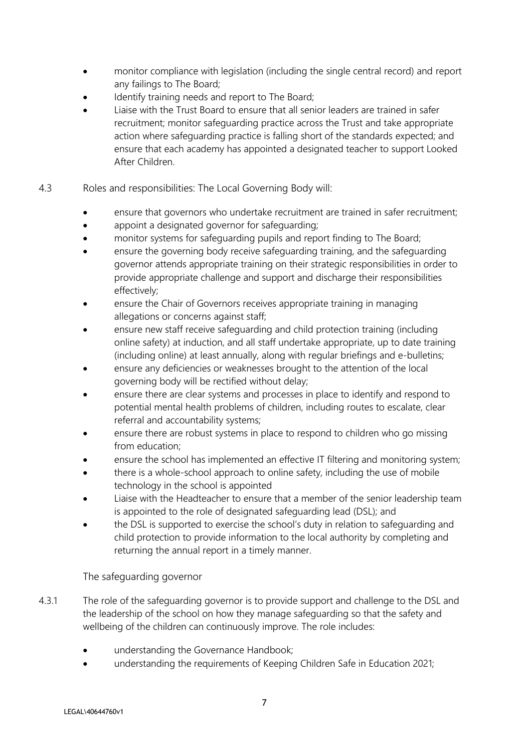- monitor compliance with legislation (including the single central record) and report any failings to The Board;
- Identify training needs and report to The Board;
- Liaise with the Trust Board to ensure that all senior leaders are trained in safer recruitment; monitor safeguarding practice across the Trust and take appropriate action where safeguarding practice is falling short of the standards expected; and ensure that each academy has appointed a designated teacher to support Looked After Children.

4.3 Roles and responsibilities: The Local Governing Body will:

- ensure that governors who undertake recruitment are trained in safer recruitment;
- appoint a designated governor for safeguarding;
- monitor systems for safeguarding pupils and report finding to The Board;
- ensure the governing body receive safeguarding training, and the safeguarding governor attends appropriate training on their strategic responsibilities in order to provide appropriate challenge and support and discharge their responsibilities effectively;
- ensure the Chair of Governors receives appropriate training in managing allegations or concerns against staff;
- ensure new staff receive safeguarding and child protection training (including online safety) at induction, and all staff undertake appropriate, up to date training (including online) at least annually, along with regular briefings and e-bulletins;
- ensure any deficiencies or weaknesses brought to the attention of the local governing body will be rectified without delay;
- ensure there are clear systems and processes in place to identify and respond to potential mental health problems of children, including routes to escalate, clear referral and accountability systems;
- ensure there are robust systems in place to respond to children who go missing from education;
- ensure the school has implemented an effective IT filtering and monitoring system;
- there is a whole-school approach to online safety, including the use of mobile technology in the school is appointed
- Liaise with the Headteacher to ensure that a member of the senior leadership team is appointed to the role of designated safeguarding lead (DSL); and
- the DSL is supported to exercise the school's duty in relation to safeguarding and child protection to provide information to the local authority by completing and returning the annual report in a timely manner.

The safeguarding governor

4.3.1 The role of the safeguarding governor is to provide support and challenge to the DSL and the leadership of the school on how they manage safeguarding so that the safety and wellbeing of the children can continuously improve. The role includes:

- understanding the Governance Handbook;
- understanding the requirements of Keeping Children Safe in Education 2021;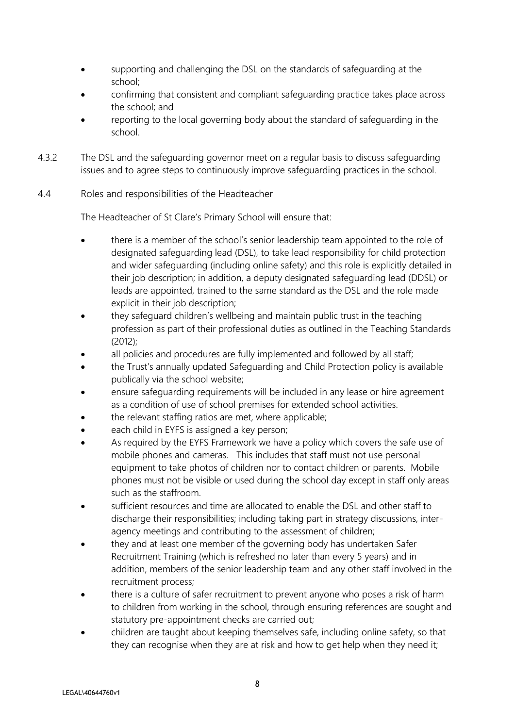- supporting and challenging the DSL on the standards of safeguarding at the school;
- confirming that consistent and compliant safeguarding practice takes place across the school; and
- reporting to the local governing body about the standard of safeguarding in the school.

4.3.2 The DSL and the safeguarding governor meet on a regular basis to discuss safeguarding issues and to agree steps to continuously improve safeguarding practices in the school.

4.4 Roles and responsibilities of the Headteacher

The Headteacher of St Clare's Primary School will ensure that:

- there is a member of the school's senior leadership team appointed to the role of designated safeguarding lead (DSL), to take lead responsibility for child protection and wider safeguarding (including online safety) and this role is explicitly detailed in their job description; in addition, a deputy designated safeguarding lead (DDSL) or leads are appointed, trained to the same standard as the DSL and the role made explicit in their job description;
- they safeguard children's wellbeing and maintain public trust in the teaching profession as part of their professional duties as outlined in the Teaching Standards (2012);
- all policies and procedures are fully implemented and followed by all staff;
- the Trust's annually updated Safeguarding and Child Protection policy is available publically via the school website;
- ensure safeguarding requirements will be included in any lease or hire agreement as a condition of use of school premises for extended school activities.
- the relevant staffing ratios are met, where applicable;
- each child in EYFS is assigned a key person;
- As required by the EYFS Framework we have a policy which covers the safe use of mobile phones and cameras. This includes that staff must not use personal equipment to take photos of children nor to contact children or parents. Mobile phones must not be visible or used during the school day except in staff only areas such as the staffroom.
- sufficient resources and time are allocated to enable the DSL and other staff to discharge their responsibilities; including taking part in strategy discussions, inter-agency meetings and contributing to the assessment of children;
- they and at least one member of the governing body has undertaken Safer Recruitment Training (which is refreshed no later than every 5 years) and in addition, members of the senior leadership team and any other staff involved in the recruitment process;
- there is a culture of safer recruitment to prevent anyone who poses a risk of harm to children from working in the school, through ensuring references are sought and statutory pre-appointment checks are carried out;
- children are taught about keeping themselves safe, including online safety, so that they can recognise when they are at risk and how to get help when they need it;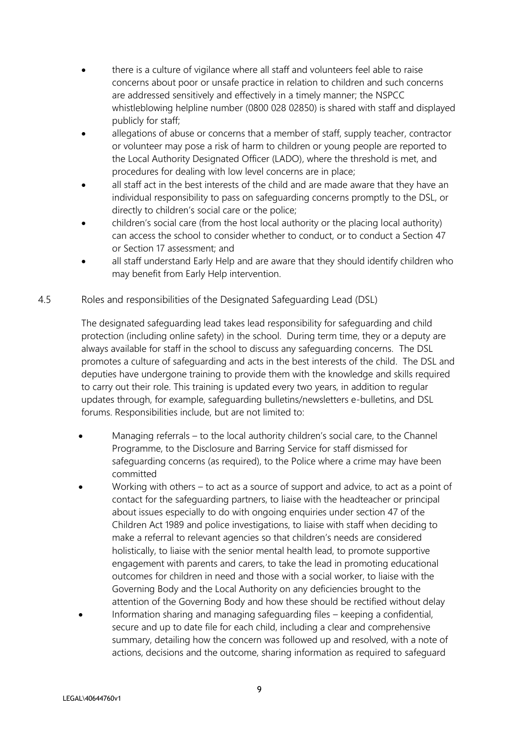- there is a culture of vigilance where all staff and volunteers feel able to raise concerns about poor or unsafe practice in relation to children and such concerns are addressed sensitively and effectively in a timely manner; the NSPCC whistleblowing helpline number (0800 028 02850) is shared with staff and displayed publicly for staff;
- allegations of abuse or concerns that a member of staff, supply teacher, contractor or volunteer may pose a risk of harm to children or young people are reported to the Local Authority Designated Officer (LADO), where the threshold is met, and procedures for dealing with low level concerns are in place;
- all staff act in the best interests of the child and are made aware that they have an individual responsibility to pass on safeguarding concerns promptly to the DSL, or directly to children's social care or the police;
- children's social care (from the host local authority or the placing local authority) can access the school to consider whether to conduct, or to conduct a Section 47 or Section 17 assessment; and
- all staff understand Early Help and are aware that they should identify children who may benefit from Early Help intervention.

4.5 Roles and responsibilities of the Designated Safeguarding Lead (DSL)

The designated safeguarding lead takes lead responsibility for safeguarding and child protection (including online safety) in the school. During term time, they or a deputy are always available for staff in the school to discuss any safeguarding concerns. The DSL promotes a culture of safeguarding and acts in the best interests of the child. The DSL and deputies have undergone training to provide them with the knowledge and skills required to carry out their role. This training is updated every two years, in addition to regular updates through, for example, safeguarding bulletins/newsletters e-bulletins, and DSL forums. Responsibilities include, but are not limited to:

- Managing referrals – to the local authority children's social care, to the Channel Programme, to the Disclosure and Barring Service for staff dismissed for safeguarding concerns (as required), to the Police where a crime may have been committed
- Working with others – to act as a source of support and advice, to act as a point of contact for the safeguarding partners, to liaise with the headteacher or principal about issues especially to do with ongoing enquiries under section 47 of the Children Act 1989 and police investigations, to liaise with staff when deciding to make a referral to relevant agencies so that children's needs are considered holistically, to liaise with the senior mental health lead, to promote supportive engagement with parents and carers, to take the lead in promoting educational outcomes for children in need and those with a social worker, to liaise with the Governing Body and the Local Authority on any deficiencies brought to the attention of the Governing Body and how these should be rectified without delay
- Information sharing and managing safeguarding files – keeping a confidential, secure and up to date file for each child, including a clear and comprehensive summary, detailing how the concern was followed up and resolved, with a note of actions, decisions and the outcome, sharing information as required to safeguard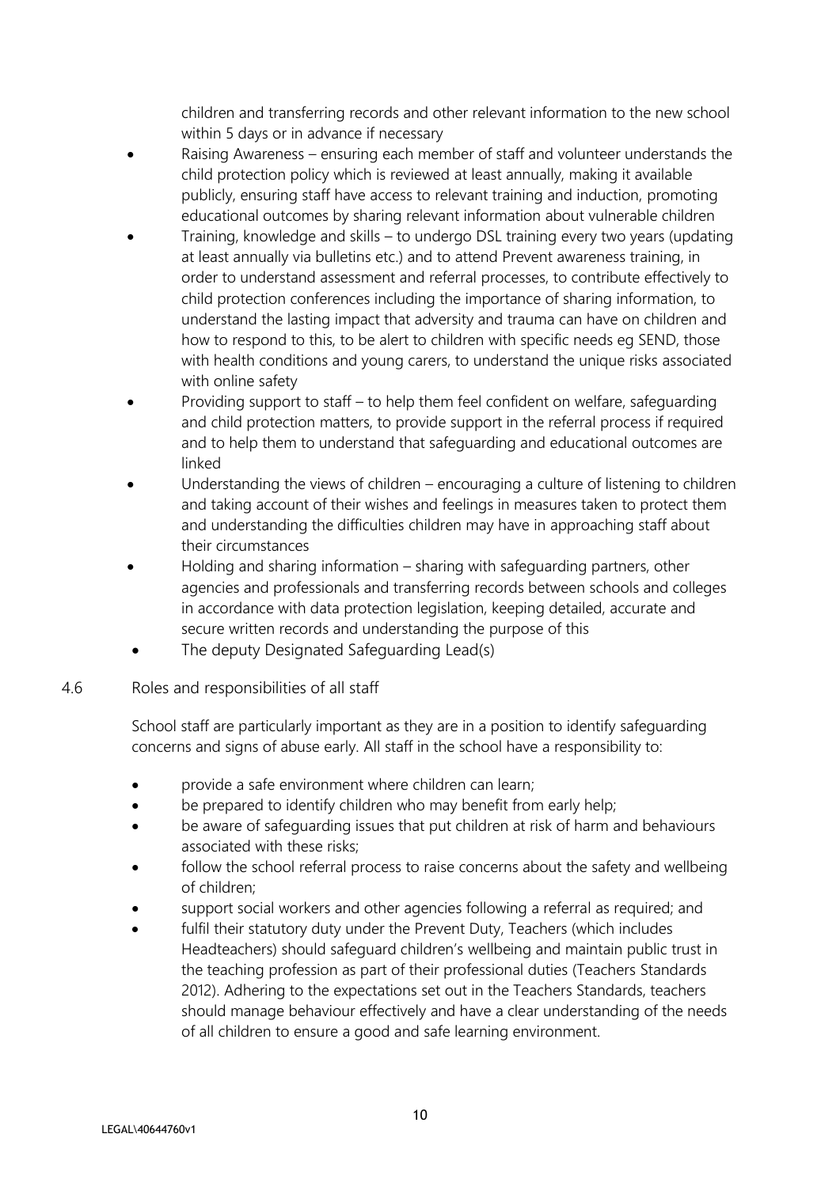children and transferring records and other relevant information to the new school within 5 days or in advance if necessary

- Raising Awareness – ensuring each member of staff and volunteer understands the child protection policy which is reviewed at least annually, making it available publicly, ensuring staff have access to relevant training and induction, promoting educational outcomes by sharing relevant information about vulnerable children
- Training, knowledge and skills – to undergo DSL training every two years (updating at least annually via bulletins etc.) and to attend Prevent awareness training, in order to understand assessment and referral processes, to contribute effectively to child protection conferences including the importance of sharing information, to understand the lasting impact that adversity and trauma can have on children and how to respond to this, to be alert to children with specific needs eg SEND, those with health conditions and young carers, to understand the unique risks associated with online safety
- Providing support to staff – to help them feel confident on welfare, safeguarding and child protection matters, to provide support in the referral process if required and to help them to understand that safeguarding and educational outcomes are linked
- Understanding the views of children – encouraging a culture of listening to children and taking account of their wishes and feelings in measures taken to protect them and understanding the difficulties children may have in approaching staff about their circumstances
- Holding and sharing information – sharing with safeguarding partners, other agencies and professionals and transferring records between schools and colleges in accordance with data protection legislation, keeping detailed, accurate and secure written records and understanding the purpose of this
- The deputy Designated Safeguarding Lead(s)

4.6 Roles and responsibilities of all staff

School staff are particularly important as they are in a position to identify safeguarding concerns and signs of abuse early. All staff in the school have a responsibility to:

- provide a safe environment where children can learn;
- be prepared to identify children who may benefit from early help;
- be aware of safeguarding issues that put children at risk of harm and behaviours associated with these risks;
- follow the school referral process to raise concerns about the safety and wellbeing of children;
- support social workers and other agencies following a referral as required; and
- fulfil their statutory duty under the Prevent Duty, Teachers (which includes Headteachers) should safeguard children's wellbeing and maintain public trust in the teaching profession as part of their professional duties (Teachers Standards 2012). Adhering to the expectations set out in the Teachers Standards, teachers should manage behaviour effectively and have a clear understanding of the needs of all children to ensure a good and safe learning environment.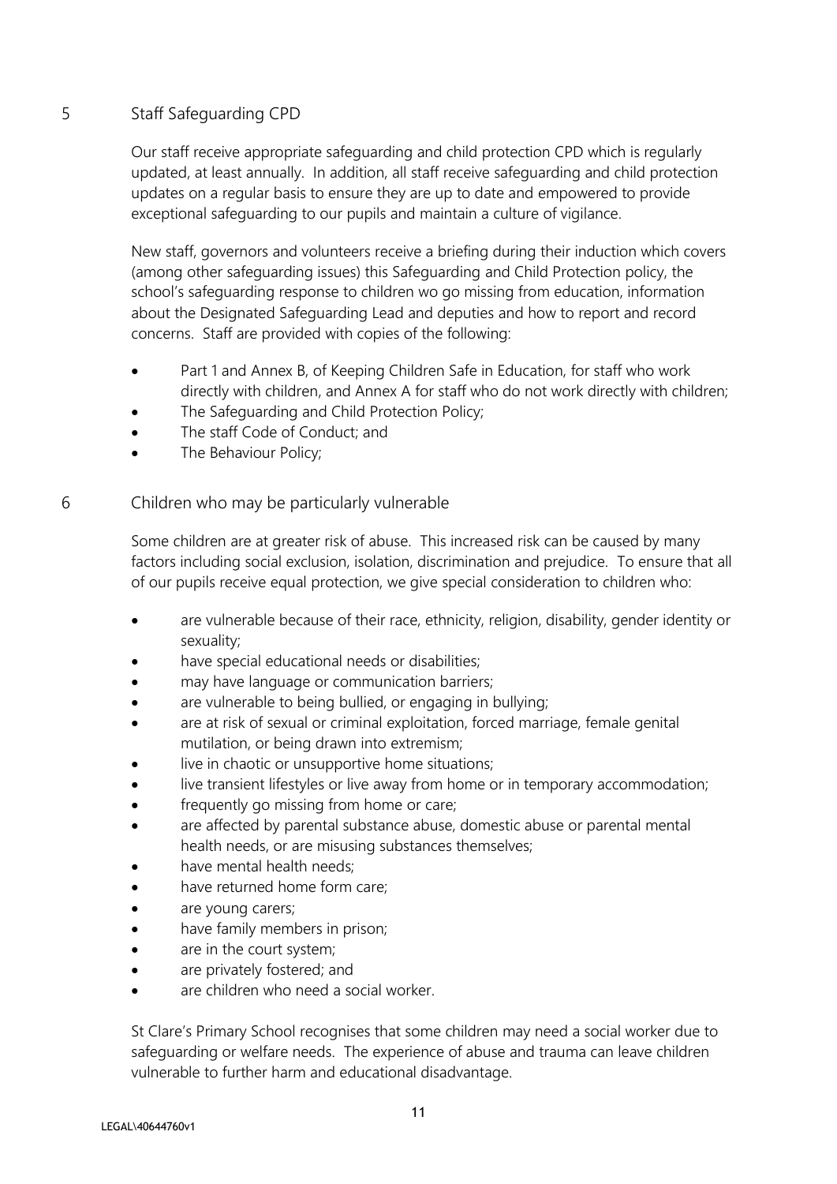## 5 Staff Safeguarding CPD

Our staff receive appropriate safeguarding and child protection CPD which is regularly updated, at least annually. In addition, all staff receive safeguarding and child protection updates on a regular basis to ensure they are up to date and empowered to provide exceptional safeguarding to our pupils and maintain a culture of vigilance.

New staff, governors and volunteers receive a briefing during their induction which covers (among other safeguarding issues) this Safeguarding and Child Protection policy, the school's safeguarding response to children wo go missing from education, information about the Designated Safeguarding Lead and deputies and how to report and record concerns. Staff are provided with copies of the following:

- Part 1 and Annex B, of Keeping Children Safe in Education, for staff who work directly with children, and Annex A for staff who do not work directly with children;
- The Safeguarding and Child Protection Policy;
- The staff Code of Conduct; and
- The Behaviour Policy;

## 6 Children who may be particularly vulnerable

Some children are at greater risk of abuse. This increased risk can be caused by many factors including social exclusion, isolation, discrimination and prejudice. To ensure that all of our pupils receive equal protection, we give special consideration to children who:

- are vulnerable because of their race, ethnicity, religion, disability, gender identity or sexuality;
- have special educational needs or disabilities;
- may have language or communication barriers;
- are vulnerable to being bullied, or engaging in bullying;
- are at risk of sexual or criminal exploitation, forced marriage, female genital mutilation, or being drawn into extremism;
- live in chaotic or unsupportive home situations;
- live transient lifestyles or live away from home or in temporary accommodation;
- frequently go missing from home or care;
- are affected by parental substance abuse, domestic abuse or parental mental health needs, or are misusing substances themselves;
- have mental health needs;
- have returned home form care;
- are young carers;
- have family members in prison;
- are in the court system;
- are privately fostered; and
- are children who need a social worker.

St Clare's Primary School recognises that some children may need a social worker due to safeguarding or welfare needs. The experience of abuse and trauma can leave children vulnerable to further harm and educational disadvantage.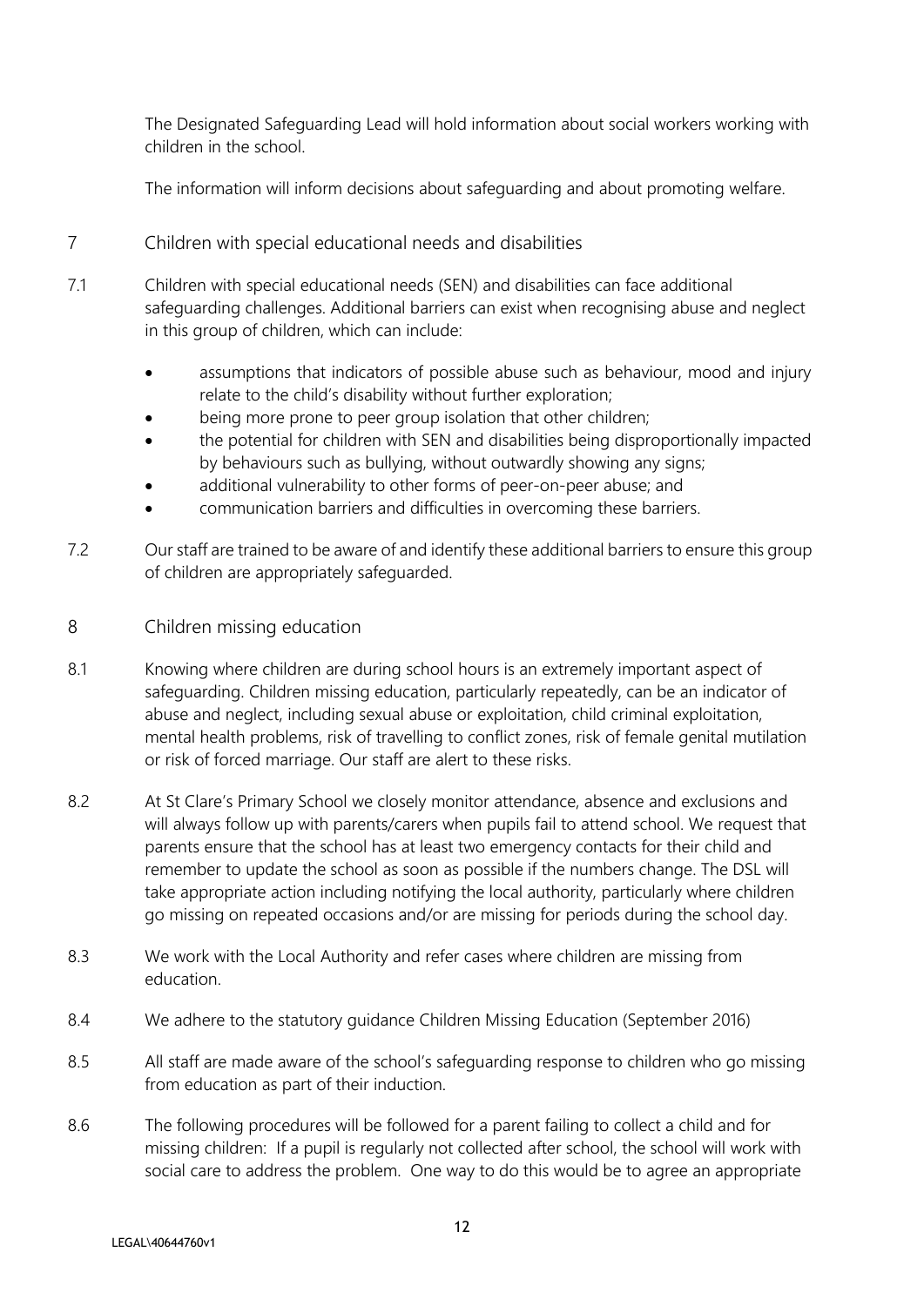The Designated Safeguarding Lead will hold information about social workers working with children in the school.

The information will inform decisions about safeguarding and about promoting welfare.

## 7 Children with special educational needs and disabilities

7.1 Children with special educational needs (SEN) and disabilities can face additional safeguarding challenges. Additional barriers can exist when recognising abuse and neglect in this group of children, which can include:

- assumptions that indicators of possible abuse such as behaviour, mood and injury relate to the child's disability without further exploration;
- being more prone to peer group isolation that other children;
- the potential for children with SEN and disabilities being disproportionally impacted by behaviours such as bullying, without outwardly showing any signs;
- additional vulnerability to other forms of peer-on-peer abuse; and
- communication barriers and difficulties in overcoming these barriers.

7.2 Our staff are trained to be aware of and identify these additional barriers to ensure this group of children are appropriately safeguarded.

## 8 Children missing education

8.1 Knowing where children are during school hours is an extremely important aspect of safeguarding. Children missing education, particularly repeatedly, can be an indicator of abuse and neglect, including sexual abuse or exploitation, child criminal exploitation, mental health problems, risk of travelling to conflict zones, risk of female genital mutilation or risk of forced marriage. Our staff are alert to these risks.

8.2 At St Clare's Primary School we closely monitor attendance, absence and exclusions and will always follow up with parents/carers when pupils fail to attend school. We request that parents ensure that the school has at least two emergency contacts for their child and remember to update the school as soon as possible if the numbers change. The DSL will take appropriate action including notifying the local authority, particularly where children go missing on repeated occasions and/or are missing for periods during the school day.

8.3 We work with the Local Authority and refer cases where children are missing from education.

8.4 We adhere to the statutory guidance Children Missing Education (September 2016)

8.5 All staff are made aware of the school's safeguarding response to children who go missing from education as part of their induction.

8.6 The following procedures will be followed for a parent failing to collect a child and for missing children: If a pupil is regularly not collected after school, the school will work with social care to address the problem. One way to do this would be to agree an appropriate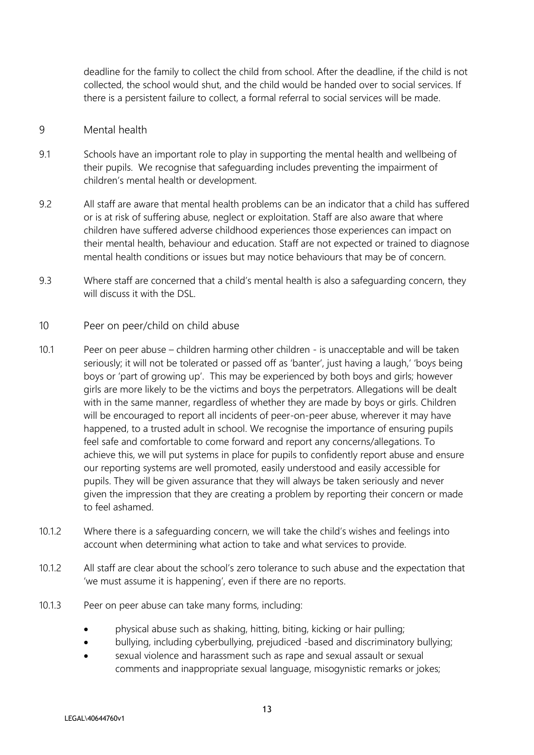deadline for the family to collect the child from school. After the deadline, if the child is not collected, the school would shut, and the child would be handed over to social services. If there is a persistent failure to collect, a formal referral to social services will be made.

## 9 Mental health

9.1 Schools have an important role to play in supporting the mental health and wellbeing of their pupils. We recognise that safeguarding includes preventing the impairment of children's mental health or development.

9.2 All staff are aware that mental health problems can be an indicator that a child has suffered or is at risk of suffering abuse, neglect or exploitation. Staff are also aware that where children have suffered adverse childhood experiences those experiences can impact on their mental health, behaviour and education. Staff are not expected or trained to diagnose mental health conditions or issues but may notice behaviours that may be of concern.

9.3 Where staff are concerned that a child's mental health is also a safeguarding concern, they will discuss it with the DSL.

## 10 Peer on peer/child on child abuse

10.1 Peer on peer abuse – children harming other children - is unacceptable and will be taken seriously; it will not be tolerated or passed off as 'banter', just having a laugh,' 'boys being boys or 'part of growing up'. This may be experienced by both boys and girls; however girls are more likely to be the victims and boys the perpetrators. Allegations will be dealt with in the same manner, regardless of whether they are made by boys or girls. Children will be encouraged to report all incidents of peer-on-peer abuse, wherever it may have happened, to a trusted adult in school. We recognise the importance of ensuring pupils feel safe and comfortable to come forward and report any concerns/allegations. To achieve this, we will put systems in place for pupils to confidently report abuse and ensure our reporting systems are well promoted, easily understood and easily accessible for pupils. They will be given assurance that they will always be taken seriously and never given the impression that they are creating a problem by reporting their concern or made to feel ashamed.

10.1.2 Where there is a safeguarding concern, we will take the child's wishes and feelings into account when determining what action to take and what services to provide.

10.1.2 All staff are clear about the school's zero tolerance to such abuse and the expectation that 'we must assume it is happening', even if there are no reports.

10.1.3 Peer on peer abuse can take many forms, including:

- physical abuse such as shaking, hitting, biting, kicking or hair pulling;
- bullying, including cyberbullying, prejudiced -based and discriminatory bullying;
- sexual violence and harassment such as rape and sexual assault or sexual comments and inappropriate sexual language, misogynistic remarks or jokes;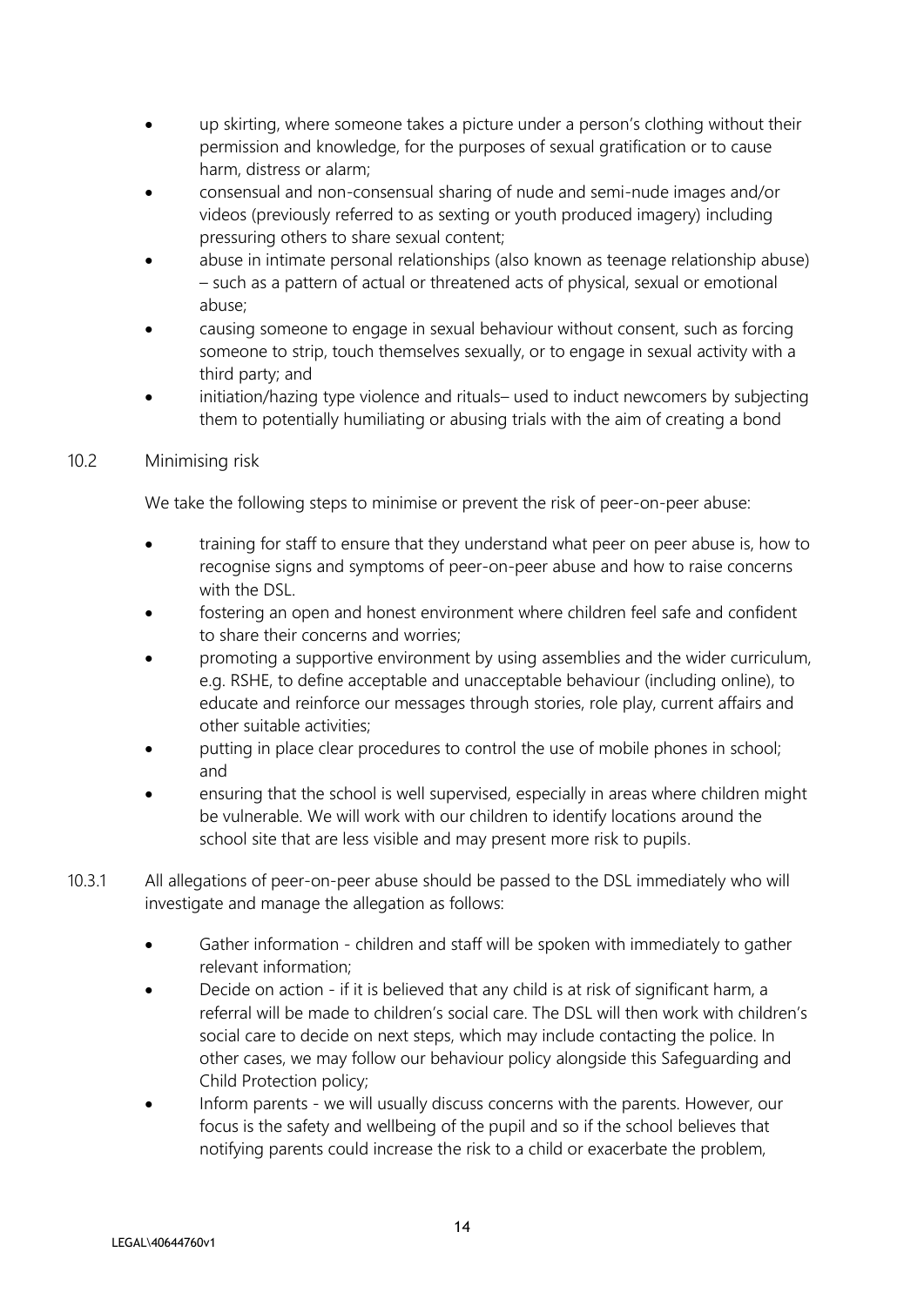- up skirting, where someone takes a picture under a person's clothing without their permission and knowledge, for the purposes of sexual gratification or to cause harm, distress or alarm;
- consensual and non-consensual sharing of nude and semi-nude images and/or videos (previously referred to as sexting or youth produced imagery) including pressuring others to share sexual content;
- abuse in intimate personal relationships (also known as teenage relationship abuse) – such as a pattern of actual or threatened acts of physical, sexual or emotional abuse;
- causing someone to engage in sexual behaviour without consent, such as forcing someone to strip, touch themselves sexually, or to engage in sexual activity with a third party; and
- initiation/hazing type violence and rituals– used to induct newcomers by subjecting them to potentially humiliating or abusing trials with the aim of creating a bond

10.2 Minimising risk

We take the following steps to minimise or prevent the risk of peer-on-peer abuse:

- training for staff to ensure that they understand what peer on peer abuse is, how to recognise signs and symptoms of peer-on-peer abuse and how to raise concerns with the DSL.
- fostering an open and honest environment where children feel safe and confident to share their concerns and worries;
- promoting a supportive environment by using assemblies and the wider curriculum, e.g. RSHE, to define acceptable and unacceptable behaviour (including online), to educate and reinforce our messages through stories, role play, current affairs and other suitable activities;
- putting in place clear procedures to control the use of mobile phones in school; and
- ensuring that the school is well supervised, especially in areas where children might be vulnerable. We will work with our children to identify locations around the school site that are less visible and may present more risk to pupils.

10.3.1 All allegations of peer-on-peer abuse should be passed to the DSL immediately who will investigate and manage the allegation as follows:

- Gather information - children and staff will be spoken with immediately to gather relevant information;
- Decide on action - if it is believed that any child is at risk of significant harm, a referral will be made to children's social care. The DSL will then work with children's social care to decide on next steps, which may include contacting the police. In other cases, we may follow our behaviour policy alongside this Safeguarding and Child Protection policy;
- Inform parents - we will usually discuss concerns with the parents. However, our focus is the safety and wellbeing of the pupil and so if the school believes that notifying parents could increase the risk to a child or exacerbate the problem,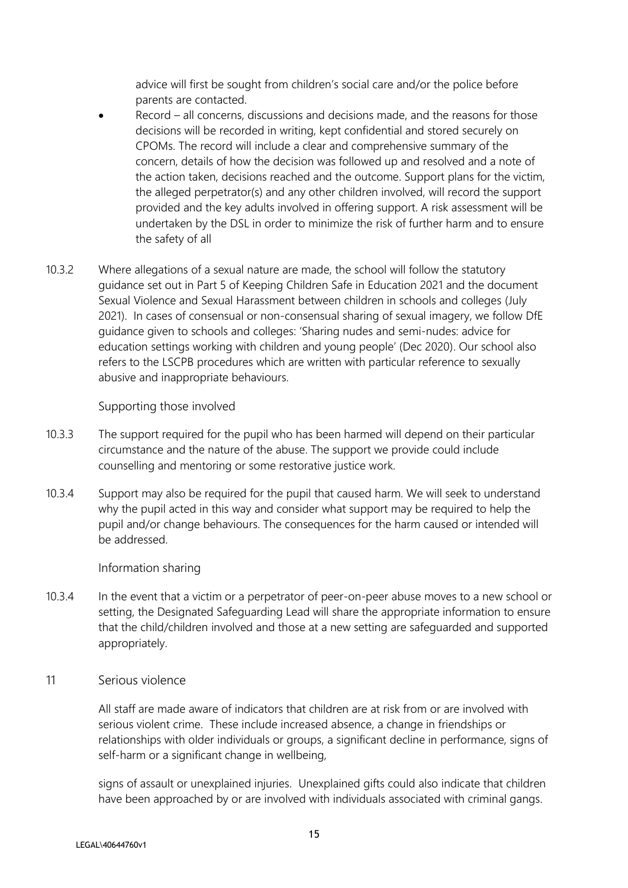advice will first be sought from children's social care and/or the police before parents are contacted.

- Record – all concerns, discussions and decisions made, and the reasons for those decisions will be recorded in writing, kept confidential and stored securely on CPOMs. The record will include a clear and comprehensive summary of the concern, details of how the decision was followed up and resolved and a note of the action taken, decisions reached and the outcome. Support plans for the victim, the alleged perpetrator(s) and any other children involved, will record the support provided and the key adults involved in offering support. A risk assessment will be undertaken by the DSL in order to minimize the risk of further harm and to ensure the safety of all

10.3.2 Where allegations of a sexual nature are made, the school will follow the statutory guidance set out in Part 5 of Keeping Children Safe in Education 2021 and the document Sexual Violence and Sexual Harassment between children in schools and colleges (July 2021). In cases of consensual or non-consensual sharing of sexual imagery, we follow DfE guidance given to schools and colleges: 'Sharing nudes and semi-nudes: advice for education settings working with children and young people' (Dec 2020). Our school also refers to the LSCPB procedures which are written with particular reference to sexually abusive and inappropriate behaviours.

### Supporting those involved

10.3.3 The support required for the pupil who has been harmed will depend on their particular circumstance and the nature of the abuse. The support we provide could include counselling and mentoring or some restorative justice work.

10.3.4 Support may also be required for the pupil that caused harm. We will seek to understand why the pupil acted in this way and consider what support may be required to help the pupil and/or change behaviours. The consequences for the harm caused or intended will be addressed.

### Information sharing

10.3.4 In the event that a victim or a perpetrator of peer-on-peer abuse moves to a new school or setting, the Designated Safeguarding Lead will share the appropriate information to ensure that the child/children involved and those at a new setting are safeguarded and supported appropriately.

## 11 Serious violence

All staff are made aware of indicators that children are at risk from or are involved with serious violent crime. These include increased absence, a change in friendships or relationships with older individuals or groups, a significant decline in performance, signs of self-harm or a significant change in wellbeing,

signs of assault or unexplained injuries. Unexplained gifts could also indicate that children have been approached by or are involved with individuals associated with criminal gangs.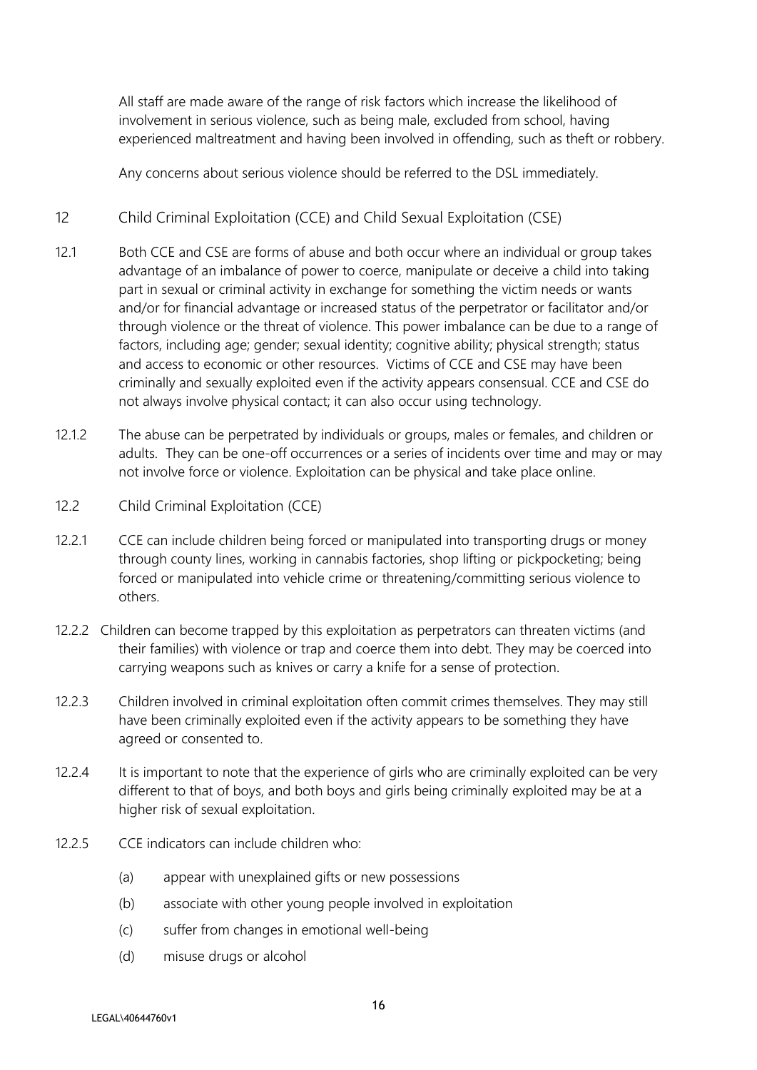All staff are made aware of the range of risk factors which increase the likelihood of involvement in serious violence, such as being male, excluded from school, having experienced maltreatment and having been involved in offending, such as theft or robbery.

Any concerns about serious violence should be referred to the DSL immediately.

## 12 Child Criminal Exploitation (CCE) and Child Sexual Exploitation (CSE)

12.1 Both CCE and CSE are forms of abuse and both occur where an individual or group takes advantage of an imbalance of power to coerce, manipulate or deceive a child into taking part in sexual or criminal activity in exchange for something the victim needs or wants and/or for financial advantage or increased status of the perpetrator or facilitator and/or through violence or the threat of violence. This power imbalance can be due to a range of factors, including age; gender; sexual identity; cognitive ability; physical strength; status and access to economic or other resources. Victims of CCE and CSE may have been criminally and sexually exploited even if the activity appears consensual. CCE and CSE do not always involve physical contact; it can also occur using technology.

12.1.2 The abuse can be perpetrated by individuals or groups, males or females, and children or adults. They can be one-off occurrences or a series of incidents over time and may or may not involve force or violence. Exploitation can be physical and take place online.

### 12.2 Child Criminal Exploitation (CCE)

12.2.1 CCE can include children being forced or manipulated into transporting drugs or money through county lines, working in cannabis factories, shop lifting or pickpocketing; being forced or manipulated into vehicle crime or threatening/committing serious violence to others.

12.2.2 Children can become trapped by this exploitation as perpetrators can threaten victims (and their families) with violence or trap and coerce them into debt. They may be coerced into carrying weapons such as knives or carry a knife for a sense of protection.

12.2.3 Children involved in criminal exploitation often commit crimes themselves. They may still have been criminally exploited even if the activity appears to be something they have agreed or consented to.

12.2.4 It is important to note that the experience of girls who are criminally exploited can be very different to that of boys, and both boys and girls being criminally exploited may be at a higher risk of sexual exploitation.

12.2.5 CCE indicators can include children who:

(a) appear with unexplained gifts or new possessions

(b) associate with other young people involved in exploitation

(c) suffer from changes in emotional well-being

(d) misuse drugs or alcohol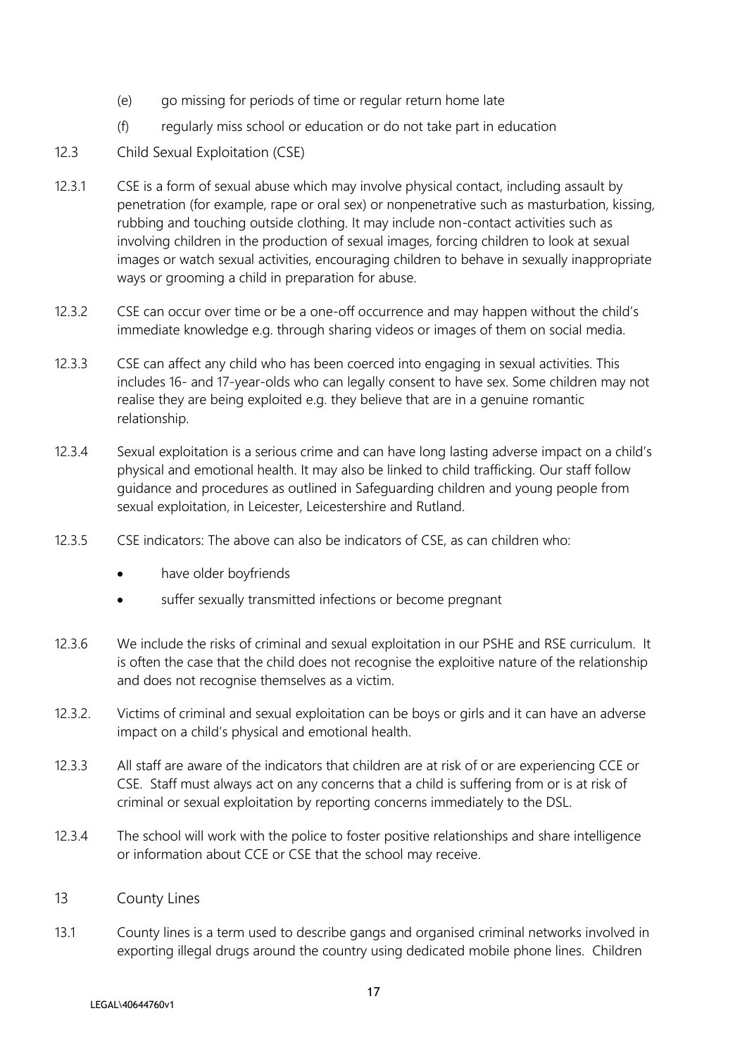(e) go missing for periods of time or regular return home late

(f) regularly miss school or education or do not take part in education

12.3 Child Sexual Exploitation (CSE)

12.3.1 CSE is a form of sexual abuse which may involve physical contact, including assault by penetration (for example, rape or oral sex) or nonpenetrative such as masturbation, kissing, rubbing and touching outside clothing. It may include non-contact activities such as involving children in the production of sexual images, forcing children to look at sexual images or watch sexual activities, encouraging children to behave in sexually inappropriate ways or grooming a child in preparation for abuse.

12.3.2 CSE can occur over time or be a one-off occurrence and may happen without the child's immediate knowledge e.g. through sharing videos or images of them on social media.

12.3.3 CSE can affect any child who has been coerced into engaging in sexual activities. This includes 16- and 17-year-olds who can legally consent to have sex. Some children may not realise they are being exploited e.g. they believe that are in a genuine romantic relationship.

12.3.4 Sexual exploitation is a serious crime and can have long lasting adverse impact on a child's physical and emotional health. It may also be linked to child trafficking. Our staff follow guidance and procedures as outlined in Safeguarding children and young people from sexual exploitation, in Leicester, Leicestershire and Rutland.

12.3.5 CSE indicators: The above can also be indicators of CSE, as can children who:

- have older boyfriends
- suffer sexually transmitted infections or become pregnant

12.3.6 We include the risks of criminal and sexual exploitation in our PSHE and RSE curriculum. It is often the case that the child does not recognise the exploitive nature of the relationship and does not recognise themselves as a victim.

12.3.2. Victims of criminal and sexual exploitation can be boys or girls and it can have an adverse impact on a child's physical and emotional health.

12.3.3 All staff are aware of the indicators that children are at risk of or are experiencing CCE or CSE. Staff must always act on any concerns that a child is suffering from or is at risk of criminal or sexual exploitation by reporting concerns immediately to the DSL.

12.3.4 The school will work with the police to foster positive relationships and share intelligence or information about CCE or CSE that the school may receive.

## 13 County Lines

13.1 County lines is a term used to describe gangs and organised criminal networks involved in exporting illegal drugs around the country using dedicated mobile phone lines. Children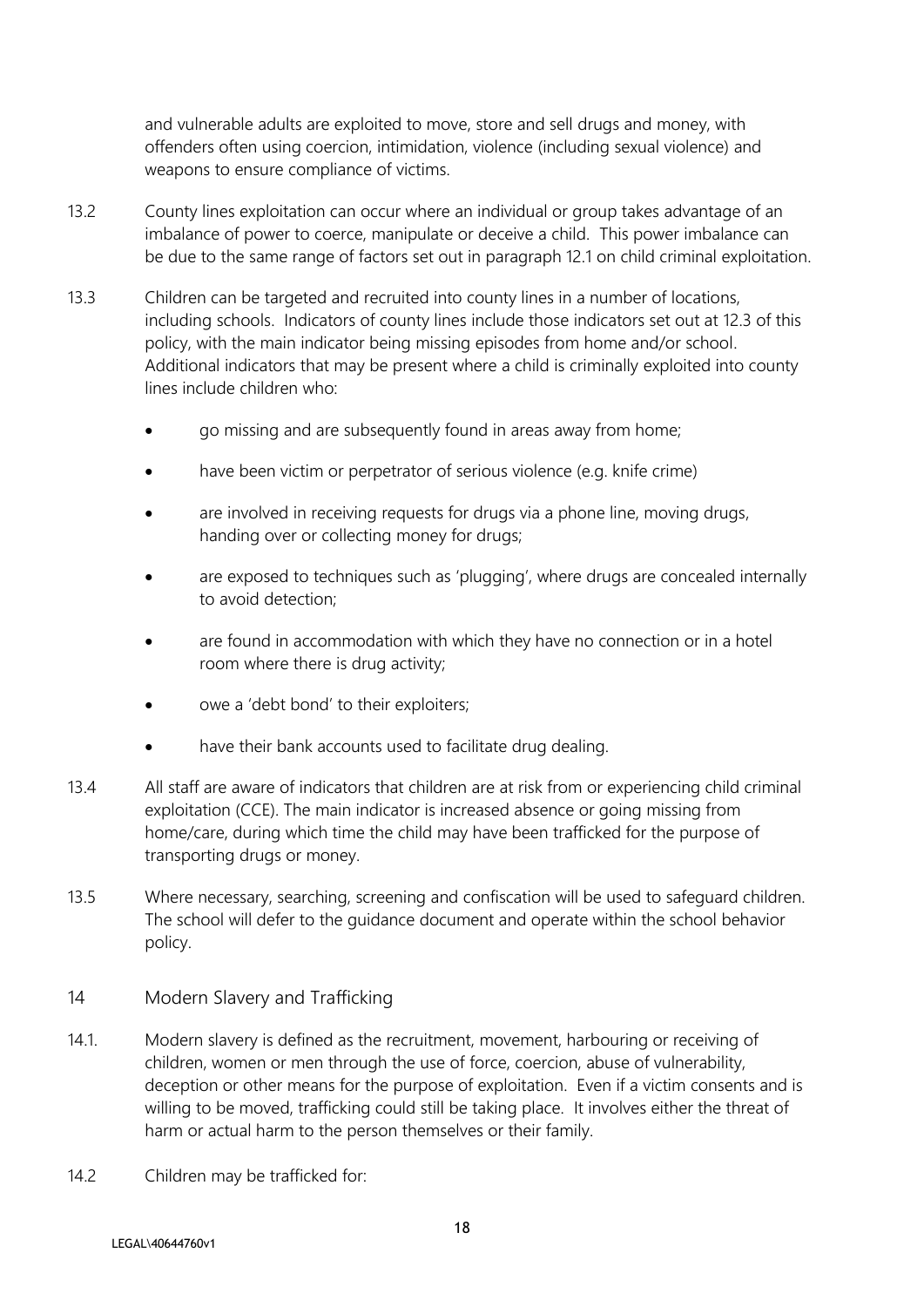and vulnerable adults are exploited to move, store and sell drugs and money, with offenders often using coercion, intimidation, violence (including sexual violence) and weapons to ensure compliance of victims.

13.2 County lines exploitation can occur where an individual or group takes advantage of an imbalance of power to coerce, manipulate or deceive a child. This power imbalance can be due to the same range of factors set out in paragraph 12.1 on child criminal exploitation.

13.3 Children can be targeted and recruited into county lines in a number of locations, including schools. Indicators of county lines include those indicators set out at 12.3 of this policy, with the main indicator being missing episodes from home and/or school. Additional indicators that may be present where a child is criminally exploited into county lines include children who:

- go missing and are subsequently found in areas away from home;
- have been victim or perpetrator of serious violence (e.g. knife crime)
- are involved in receiving requests for drugs via a phone line, moving drugs, handing over or collecting money for drugs;
- are exposed to techniques such as 'plugging', where drugs are concealed internally to avoid detection;
- are found in accommodation with which they have no connection or in a hotel room where there is drug activity;
- owe a 'debt bond' to their exploiters;
- have their bank accounts used to facilitate drug dealing.

13.4 All staff are aware of indicators that children are at risk from or experiencing child criminal exploitation (CCE). The main indicator is increased absence or going missing from home/care, during which time the child may have been trafficked for the purpose of transporting drugs or money.

13.5 Where necessary, searching, screening and confiscation will be used to safeguard children. The school will defer to the guidance document and operate within the school behavior policy.

## 14 Modern Slavery and Trafficking

14.1. Modern slavery is defined as the recruitment, movement, harbouring or receiving of children, women or men through the use of force, coercion, abuse of vulnerability, deception or other means for the purpose of exploitation. Even if a victim consents and is willing to be moved, trafficking could still be taking place. It involves either the threat of harm or actual harm to the person themselves or their family.

14.2 Children may be trafficked for: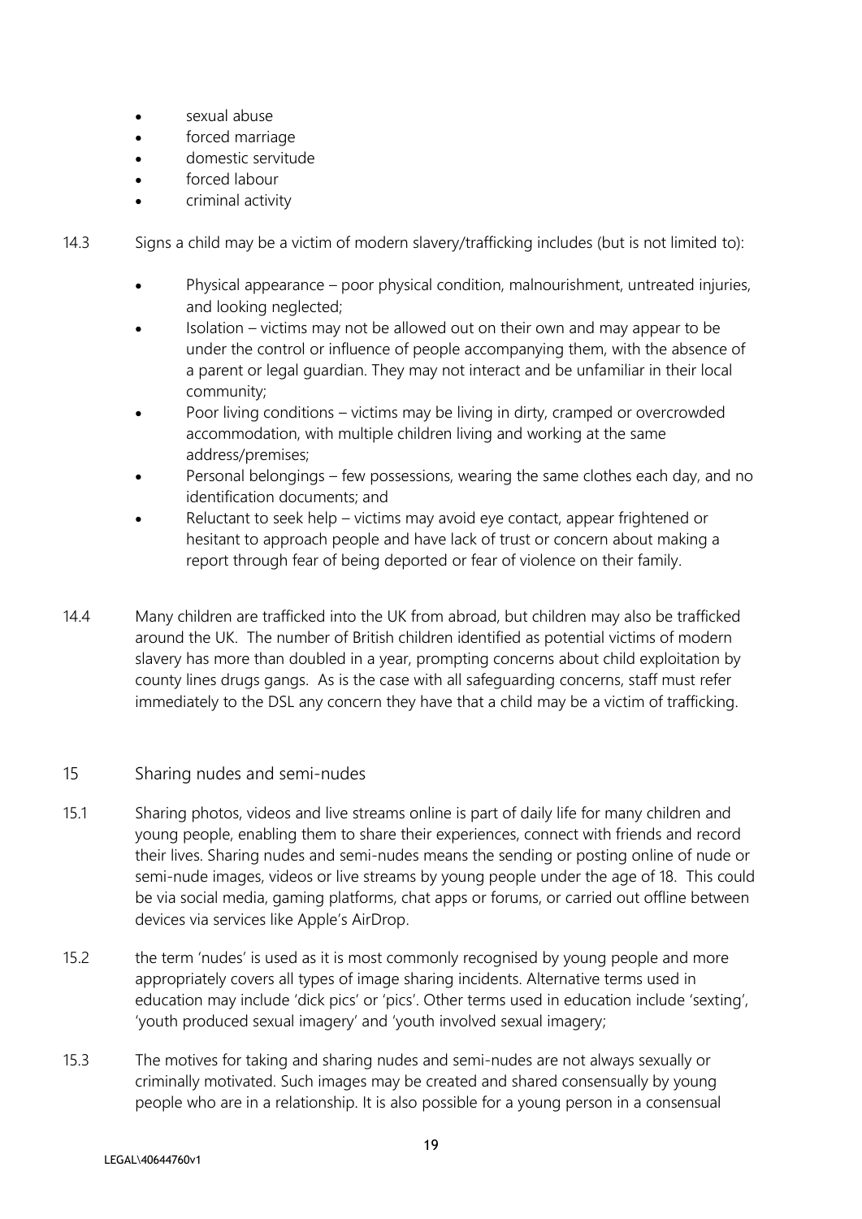- sexual abuse
- forced marriage
- domestic servitude
- forced labour
- criminal activity

14.3 Signs a child may be a victim of modern slavery/trafficking includes (but is not limited to):

- Physical appearance – poor physical condition, malnourishment, untreated injuries, and looking neglected;
- Isolation – victims may not be allowed out on their own and may appear to be under the control or influence of people accompanying them, with the absence of a parent or legal guardian. They may not interact and be unfamiliar in their local community;
- Poor living conditions – victims may be living in dirty, cramped or overcrowded accommodation, with multiple children living and working at the same address/premises;
- Personal belongings – few possessions, wearing the same clothes each day, and no identification documents; and
- Reluctant to seek help – victims may avoid eye contact, appear frightened or hesitant to approach people and have lack of trust or concern about making a report through fear of being deported or fear of violence on their family.

14.4 Many children are trafficked into the UK from abroad, but children may also be trafficked around the UK. The number of British children identified as potential victims of modern slavery has more than doubled in a year, prompting concerns about child exploitation by county lines drugs gangs. As is the case with all safeguarding concerns, staff must refer immediately to the DSL any concern they have that a child may be a victim of trafficking.

## 15 Sharing nudes and semi-nudes

15.1 Sharing photos, videos and live streams online is part of daily life for many children and young people, enabling them to share their experiences, connect with friends and record their lives. Sharing nudes and semi-nudes means the sending or posting online of nude or semi-nude images, videos or live streams by young people under the age of 18. This could be via social media, gaming platforms, chat apps or forums, or carried out offline between devices via services like Apple's AirDrop.

15.2 the term 'nudes' is used as it is most commonly recognised by young people and more appropriately covers all types of image sharing incidents. Alternative terms used in education may include 'dick pics' or 'pics'. Other terms used in education include 'sexting', 'youth produced sexual imagery' and 'youth involved sexual imagery;

15.3 The motives for taking and sharing nudes and semi-nudes are not always sexually or criminally motivated. Such images may be created and shared consensually by young people who are in a relationship. It is also possible for a young person in a consensual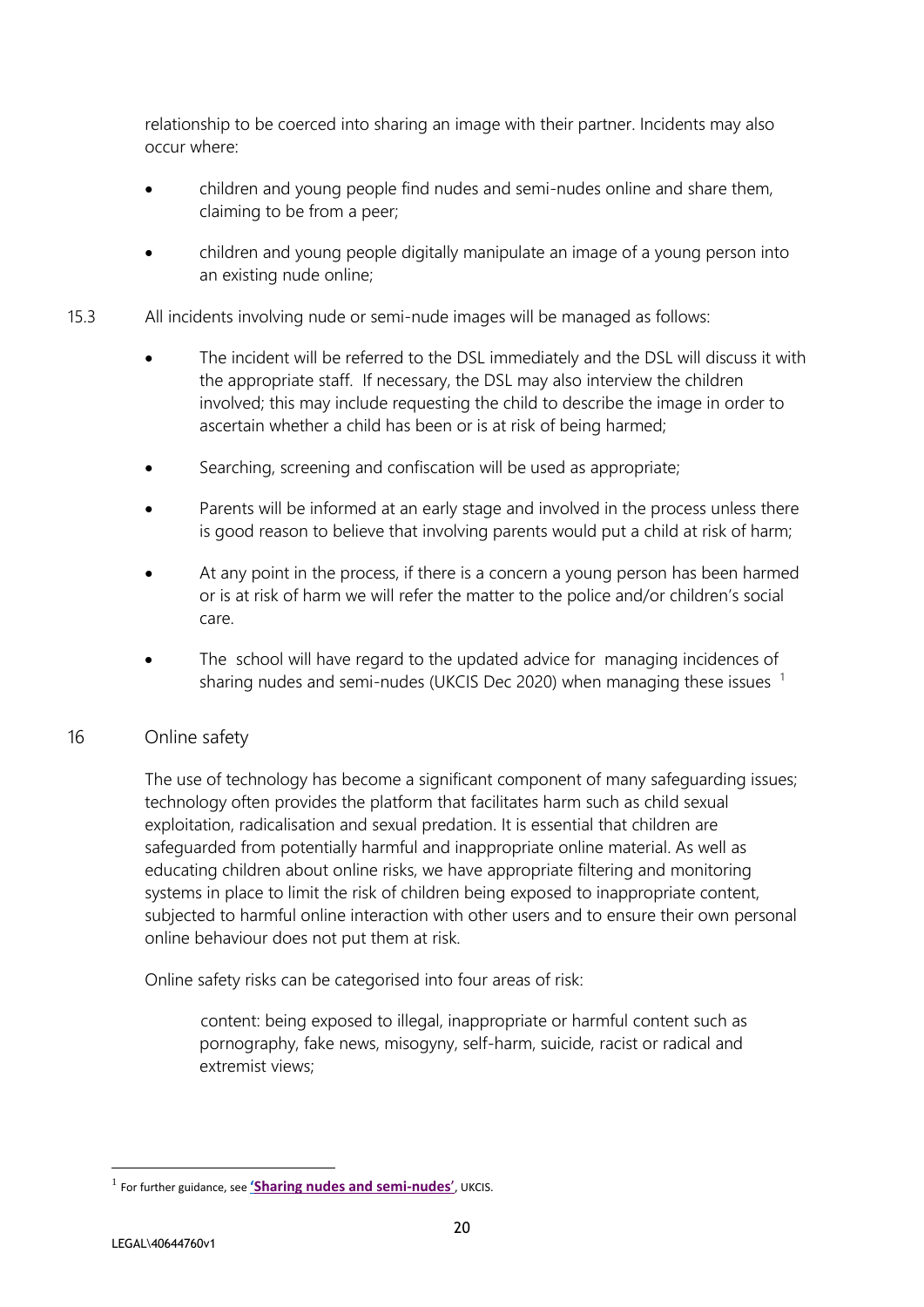relationship to be coerced into sharing an image with their partner. Incidents may also occur where:

- children and young people find nudes and semi-nudes online and share them, claiming to be from a peer;
- children and young people digitally manipulate an image of a young person into an existing nude online;

15.3 All incidents involving nude or semi-nude images will be managed as follows:

- The incident will be referred to the DSL immediately and the DSL will discuss it with the appropriate staff. If necessary, the DSL may also interview the children involved; this may include requesting the child to describe the image in order to ascertain whether a child has been or is at risk of being harmed;
- Searching, screening and confiscation will be used as appropriate;
- Parents will be informed at an early stage and involved in the process unless there is good reason to believe that involving parents would put a child at risk of harm;
- At any point in the process, if there is a concern a young person has been harmed or is at risk of harm we will refer the matter to the police and/or children's social care.
- The school will have regard to the updated advice for managing incidences of sharing nudes and semi-nudes (UKCIS Dec 2020) when managing these issues [1]

## 16 Online safety

The use of technology has become a significant component of many safeguarding issues; technology often provides the platform that facilitates harm such as child sexual exploitation, radicalisation and sexual predation. It is essential that children are safeguarded from potentially harmful and inappropriate online material. As well as educating children about online risks, we have appropriate filtering and monitoring systems in place to limit the risk of children being exposed to inappropriate content, subjected to harmful online interaction with other users and to ensure their own personal online behaviour does not put them at risk.

Online safety risks can be categorised into four areas of risk:

content: being exposed to illegal, inappropriate or harmful content such as pornography, fake news, misogyny, self-harm, suicide, racist or radical and extremist views;

---

[1] For further guidance, see **'Sharing nudes and semi-nudes'**, UKCIS.

LEGAL\40644760v1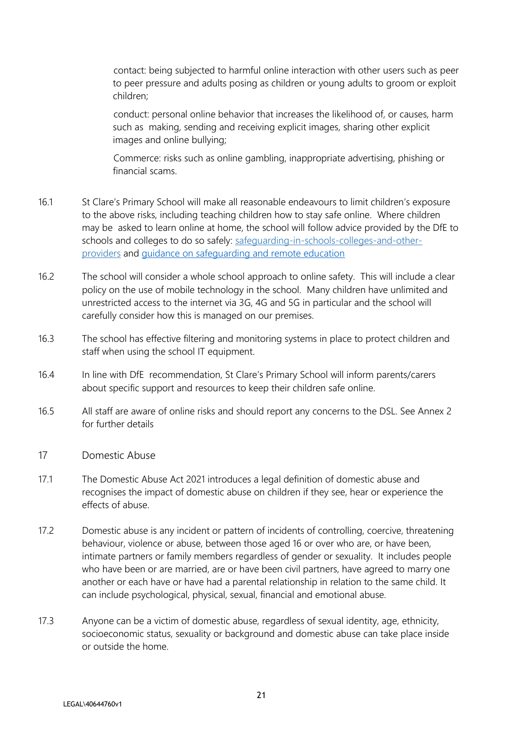contact: being subjected to harmful online interaction with other users such as peer to peer pressure and adults posing as children or young adults to groom or exploit children;

conduct: personal online behavior that increases the likelihood of, or causes, harm such as making, sending and receiving explicit images, sharing other explicit images and online bullying;

Commerce: risks such as online gambling, inappropriate advertising, phishing or financial scams.

16.1 St Clare's Primary School will make all reasonable endeavours to limit children's exposure to the above risks, including teaching children how to stay safe online. Where children may be asked to learn online at home, the school will follow advice provided by the DfE to schools and colleges to do so safely: [safeguarding-in-schools-colleges-and-other-providers]() and [guidance on safeguarding and remote education]()

16.2 The school will consider a whole school approach to online safety. This will include a clear policy on the use of mobile technology in the school. Many children have unlimited and unrestricted access to the internet via 3G, 4G and 5G in particular and the school will carefully consider how this is managed on our premises.

16.3 The school has effective filtering and monitoring systems in place to protect children and staff when using the school IT equipment.

16.4 In line with DfE recommendation, St Clare's Primary School will inform parents/carers about specific support and resources to keep their children safe online.

16.5 All staff are aware of online risks and should report any concerns to the DSL. See Annex 2 for further details

## 17 Domestic Abuse

17.1 The Domestic Abuse Act 2021 introduces a legal definition of domestic abuse and recognises the impact of domestic abuse on children if they see, hear or experience the effects of abuse.

17.2 Domestic abuse is any incident or pattern of incidents of controlling, coercive, threatening behaviour, violence or abuse, between those aged 16 or over who are, or have been, intimate partners or family members regardless of gender or sexuality. It includes people who have been or are married, are or have been civil partners, have agreed to marry one another or each have or have had a parental relationship in relation to the same child. It can include psychological, physical, sexual, financial and emotional abuse.

17.3 Anyone can be a victim of domestic abuse, regardless of sexual identity, age, ethnicity, socioeconomic status, sexuality or background and domestic abuse can take place inside or outside the home.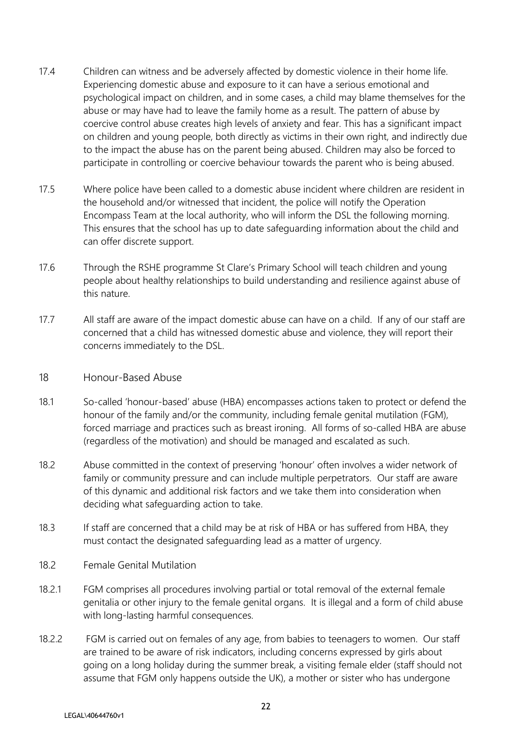17.4 Children can witness and be adversely affected by domestic violence in their home life. Experiencing domestic abuse and exposure to it can have a serious emotional and psychological impact on children, and in some cases, a child may blame themselves for the abuse or may have had to leave the family home as a result. The pattern of abuse by coercive control abuse creates high levels of anxiety and fear. This has a significant impact on children and young people, both directly as victims in their own right, and indirectly due to the impact the abuse has on the parent being abused. Children may also be forced to participate in controlling or coercive behaviour towards the parent who is being abused.

17.5 Where police have been called to a domestic abuse incident where children are resident in the household and/or witnessed that incident, the police will notify the Operation Encompass Team at the local authority, who will inform the DSL the following morning. This ensures that the school has up to date safeguarding information about the child and can offer discrete support.

17.6 Through the RSHE programme St Clare's Primary School will teach children and young people about healthy relationships to build understanding and resilience against abuse of this nature.

17.7 All staff are aware of the impact domestic abuse can have on a child. If any of our staff are concerned that a child has witnessed domestic abuse and violence, they will report their concerns immediately to the DSL.

## 18 Honour-Based Abuse

18.1 So-called 'honour-based' abuse (HBA) encompasses actions taken to protect or defend the honour of the family and/or the community, including female genital mutilation (FGM), forced marriage and practices such as breast ironing. All forms of so-called HBA are abuse (regardless of the motivation) and should be managed and escalated as such.

18.2 Abuse committed in the context of preserving 'honour' often involves a wider network of family or community pressure and can include multiple perpetrators. Our staff are aware of this dynamic and additional risk factors and we take them into consideration when deciding what safeguarding action to take.

18.3 If staff are concerned that a child may be at risk of HBA or has suffered from HBA, they must contact the designated safeguarding lead as a matter of urgency.

### 18.2 Female Genital Mutilation

18.2.1 FGM comprises all procedures involving partial or total removal of the external female genitalia or other injury to the female genital organs. It is illegal and a form of child abuse with long-lasting harmful consequences.

18.2.2 FGM is carried out on females of any age, from babies to teenagers to women. Our staff are trained to be aware of risk indicators, including concerns expressed by girls about going on a long holiday during the summer break, a visiting female elder (staff should not assume that FGM only happens outside the UK), a mother or sister who has undergone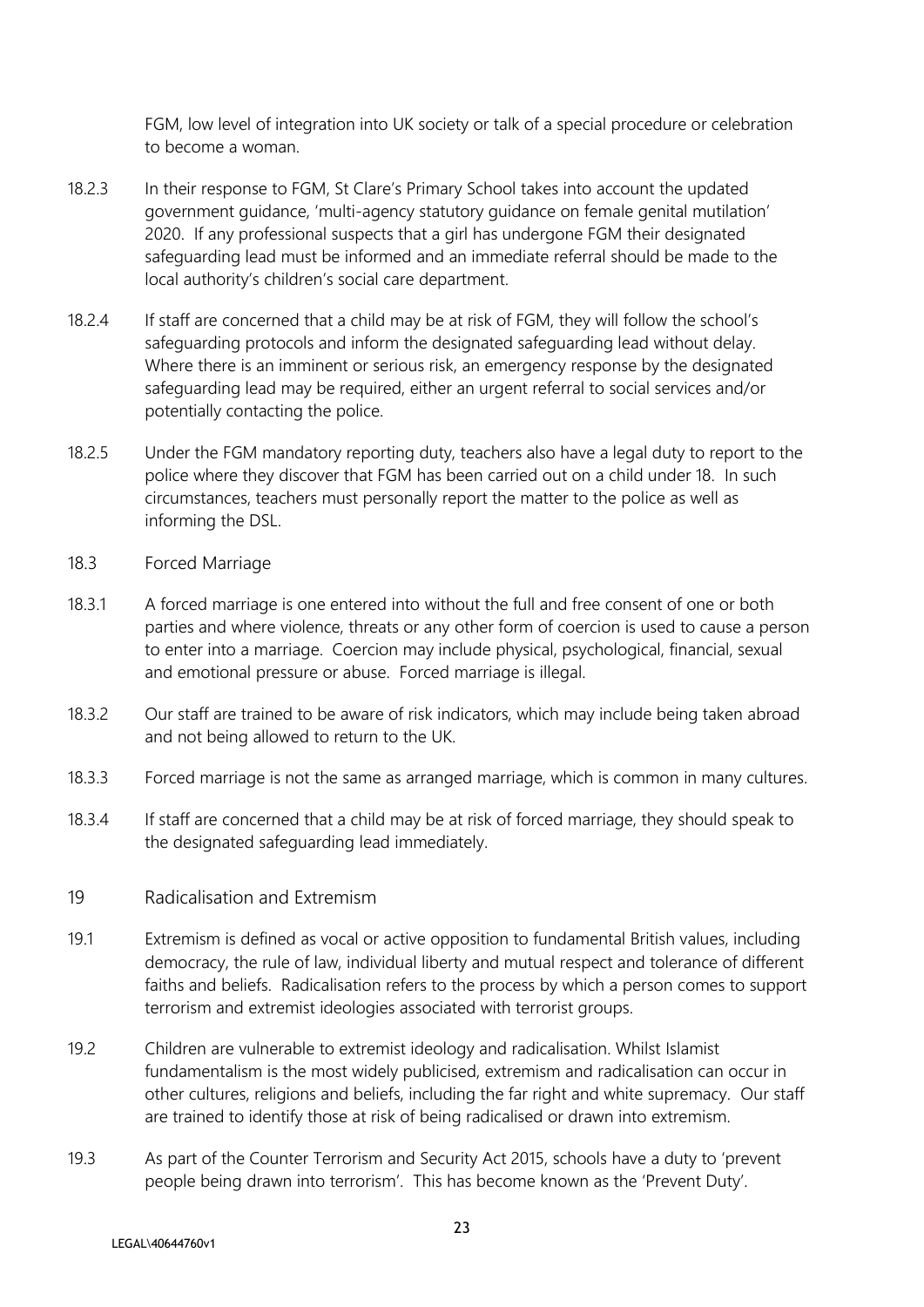FGM, low level of integration into UK society or talk of a special procedure or celebration to become a woman.

18.2.3 In their response to FGM, St Clare's Primary School takes into account the updated government guidance, 'multi-agency statutory guidance on female genital mutilation' 2020. If any professional suspects that a girl has undergone FGM their designated safeguarding lead must be informed and an immediate referral should be made to the local authority's children's social care department.

18.2.4 If staff are concerned that a child may be at risk of FGM, they will follow the school's safeguarding protocols and inform the designated safeguarding lead without delay. Where there is an imminent or serious risk, an emergency response by the designated safeguarding lead may be required, either an urgent referral to social services and/or potentially contacting the police.

18.2.5 Under the FGM mandatory reporting duty, teachers also have a legal duty to report to the police where they discover that FGM has been carried out on a child under 18. In such circumstances, teachers must personally report the matter to the police as well as informing the DSL.

### 18.3 Forced Marriage

18.3.1 A forced marriage is one entered into without the full and free consent of one or both parties and where violence, threats or any other form of coercion is used to cause a person to enter into a marriage. Coercion may include physical, psychological, financial, sexual and emotional pressure or abuse. Forced marriage is illegal.

18.3.2 Our staff are trained to be aware of risk indicators, which may include being taken abroad and not being allowed to return to the UK.

18.3.3 Forced marriage is not the same as arranged marriage, which is common in many cultures.

18.3.4 If staff are concerned that a child may be at risk of forced marriage, they should speak to the designated safeguarding lead immediately.

## 19 Radicalisation and Extremism

19.1 Extremism is defined as vocal or active opposition to fundamental British values, including democracy, the rule of law, individual liberty and mutual respect and tolerance of different faiths and beliefs. Radicalisation refers to the process by which a person comes to support terrorism and extremist ideologies associated with terrorist groups.

19.2 Children are vulnerable to extremist ideology and radicalisation. Whilst Islamist fundamentalism is the most widely publicised, extremism and radicalisation can occur in other cultures, religions and beliefs, including the far right and white supremacy. Our staff are trained to identify those at risk of being radicalised or drawn into extremism.

19.3 As part of the Counter Terrorism and Security Act 2015, schools have a duty to 'prevent people being drawn into terrorism'. This has become known as the 'Prevent Duty'.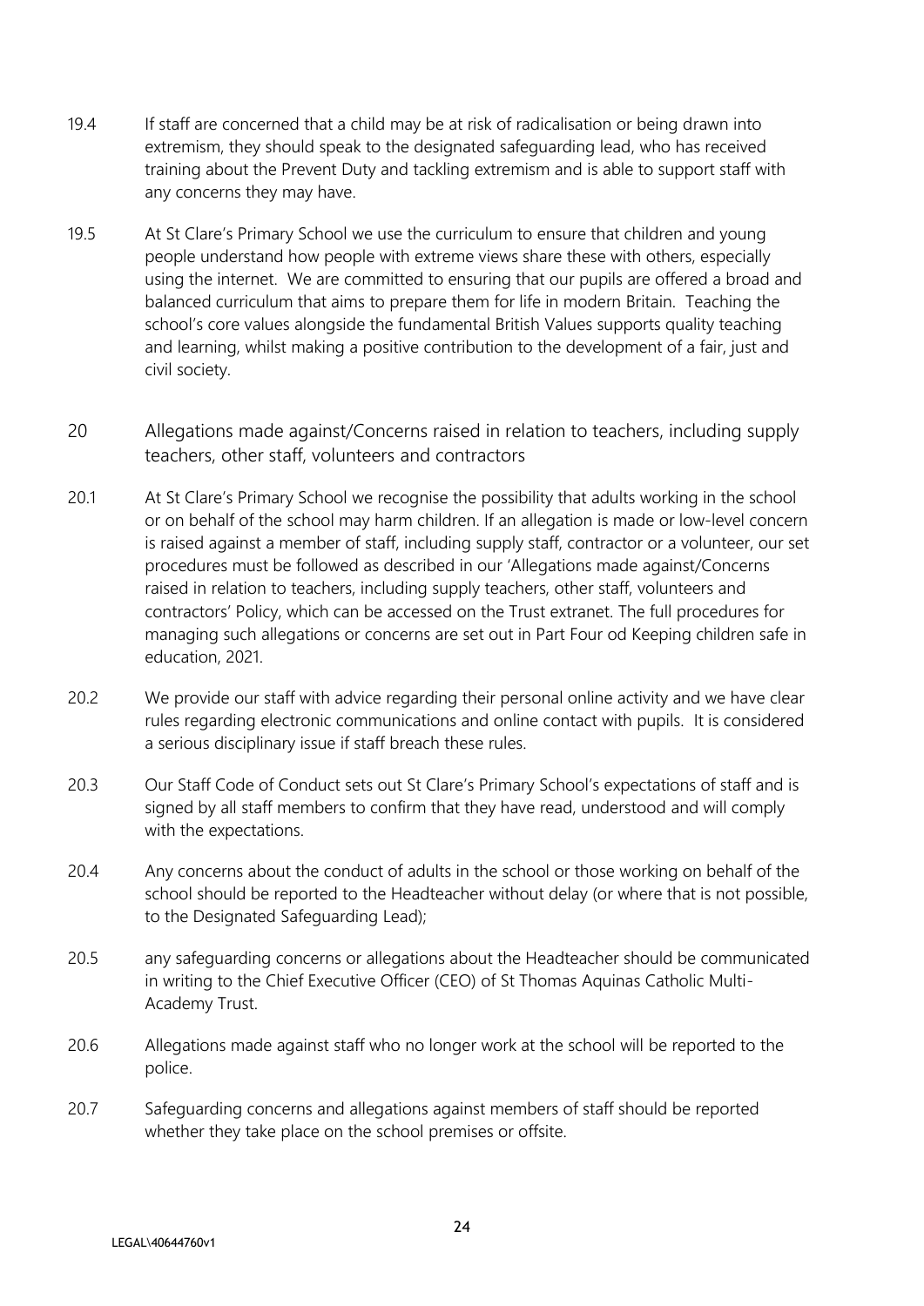19.4 If staff are concerned that a child may be at risk of radicalisation or being drawn into extremism, they should speak to the designated safeguarding lead, who has received training about the Prevent Duty and tackling extremism and is able to support staff with any concerns they may have.

19.5 At St Clare's Primary School we use the curriculum to ensure that children and young people understand how people with extreme views share these with others, especially using the internet. We are committed to ensuring that our pupils are offered a broad and balanced curriculum that aims to prepare them for life in modern Britain. Teaching the school's core values alongside the fundamental British Values supports quality teaching and learning, whilst making a positive contribution to the development of a fair, just and civil society.

## 20 Allegations made against/Concerns raised in relation to teachers, including supply teachers, other staff, volunteers and contractors

20.1 At St Clare's Primary School we recognise the possibility that adults working in the school or on behalf of the school may harm children. If an allegation is made or low-level concern is raised against a member of staff, including supply staff, contractor or a volunteer, our set procedures must be followed as described in our 'Allegations made against/Concerns raised in relation to teachers, including supply teachers, other staff, volunteers and contractors' Policy, which can be accessed on the Trust extranet. The full procedures for managing such allegations or concerns are set out in Part Four od Keeping children safe in education, 2021.

20.2 We provide our staff with advice regarding their personal online activity and we have clear rules regarding electronic communications and online contact with pupils. It is considered a serious disciplinary issue if staff breach these rules.

20.3 Our Staff Code of Conduct sets out St Clare's Primary School's expectations of staff and is signed by all staff members to confirm that they have read, understood and will comply with the expectations.

20.4 Any concerns about the conduct of adults in the school or those working on behalf of the school should be reported to the Headteacher without delay (or where that is not possible, to the Designated Safeguarding Lead);

20.5 any safeguarding concerns or allegations about the Headteacher should be communicated in writing to the Chief Executive Officer (CEO) of St Thomas Aquinas Catholic Multi-Academy Trust.

20.6 Allegations made against staff who no longer work at the school will be reported to the police.

20.7 Safeguarding concerns and allegations against members of staff should be reported whether they take place on the school premises or offsite.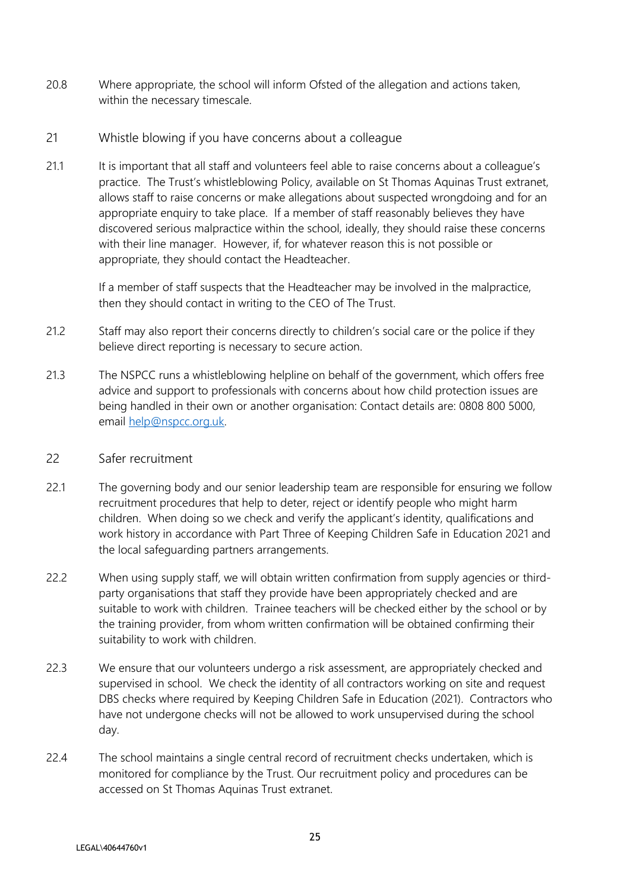20.8 Where appropriate, the school will inform Ofsted of the allegation and actions taken, within the necessary timescale.

## 21 Whistle blowing if you have concerns about a colleague

21.1 It is important that all staff and volunteers feel able to raise concerns about a colleague's practice. The Trust's whistleblowing Policy, available on St Thomas Aquinas Trust extranet, allows staff to raise concerns or make allegations about suspected wrongdoing and for an appropriate enquiry to take place. If a member of staff reasonably believes they have discovered serious malpractice within the school, ideally, they should raise these concerns with their line manager. However, if, for whatever reason this is not possible or appropriate, they should contact the Headteacher.

If a member of staff suspects that the Headteacher may be involved in the malpractice, then they should contact in writing to the CEO of The Trust.

21.2 Staff may also report their concerns directly to children's social care or the police if they believe direct reporting is necessary to secure action.

21.3 The NSPCC runs a whistleblowing helpline on behalf of the government, which offers free advice and support to professionals with concerns about how child protection issues are being handled in their own or another organisation: Contact details are: 0808 800 5000, email [help@nspcc.org.uk](mailto:help@nspcc.org.uk).

## 22 Safer recruitment

22.1 The governing body and our senior leadership team are responsible for ensuring we follow recruitment procedures that help to deter, reject or identify people who might harm children. When doing so we check and verify the applicant's identity, qualifications and work history in accordance with Part Three of Keeping Children Safe in Education 2021 and the local safeguarding partners arrangements.

22.2 When using supply staff, we will obtain written confirmation from supply agencies or third-party organisations that staff they provide have been appropriately checked and are suitable to work with children. Trainee teachers will be checked either by the school or by the training provider, from whom written confirmation will be obtained confirming their suitability to work with children.

22.3 We ensure that our volunteers undergo a risk assessment, are appropriately checked and supervised in school. We check the identity of all contractors working on site and request DBS checks where required by Keeping Children Safe in Education (2021). Contractors who have not undergone checks will not be allowed to work unsupervised during the school day.

22.4 The school maintains a single central record of recruitment checks undertaken, which is monitored for compliance by the Trust. Our recruitment policy and procedures can be accessed on St Thomas Aquinas Trust extranet.

LEGAL\40644760v1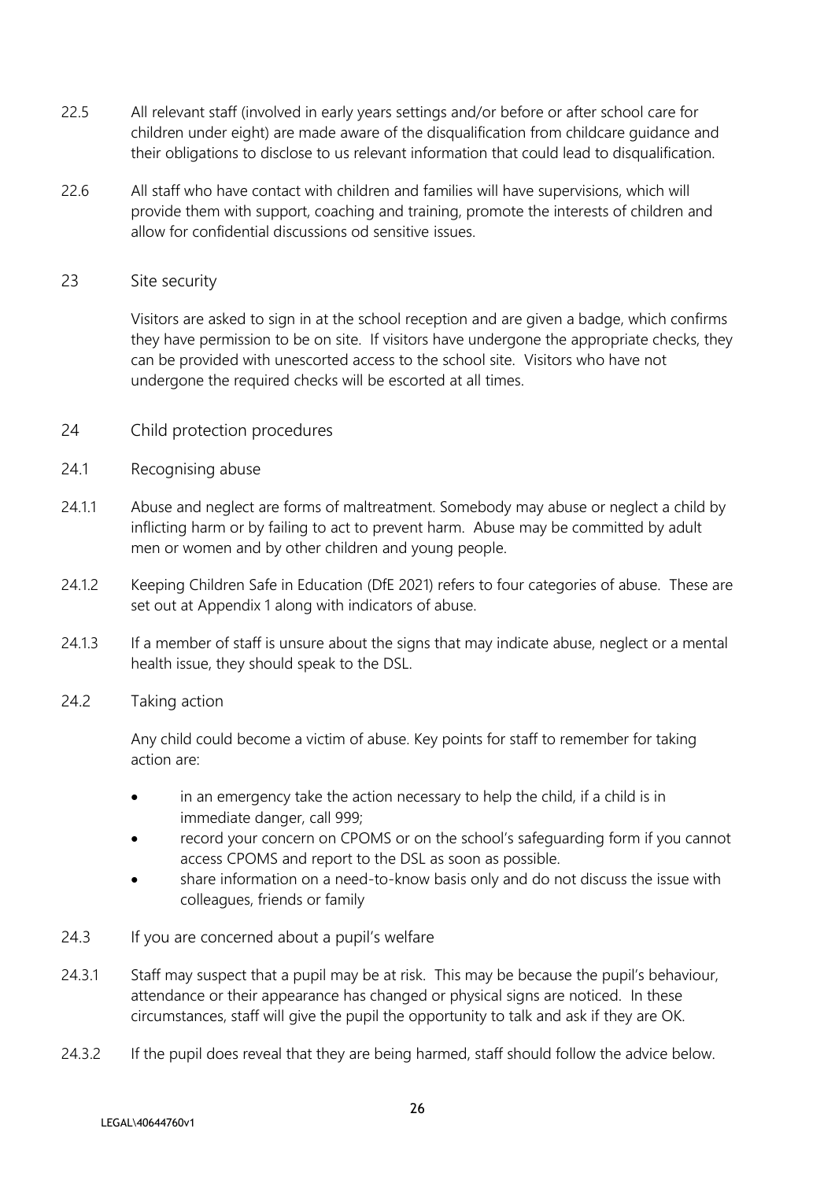22.5 All relevant staff (involved in early years settings and/or before or after school care for children under eight) are made aware of the disqualification from childcare guidance and their obligations to disclose to us relevant information that could lead to disqualification.

22.6 All staff who have contact with children and families will have supervisions, which will provide them with support, coaching and training, promote the interests of children and allow for confidential discussions od sensitive issues.

## 23 Site security

Visitors are asked to sign in at the school reception and are given a badge, which confirms they have permission to be on site. If visitors have undergone the appropriate checks, they can be provided with unescorted access to the school site. Visitors who have not undergone the required checks will be escorted at all times.

## 24 Child protection procedures

### 24.1 Recognising abuse

24.1.1 Abuse and neglect are forms of maltreatment. Somebody may abuse or neglect a child by inflicting harm or by failing to act to prevent harm. Abuse may be committed by adult men or women and by other children and young people.

24.1.2 Keeping Children Safe in Education (DfE 2021) refers to four categories of abuse. These are set out at Appendix 1 along with indicators of abuse.

24.1.3 If a member of staff is unsure about the signs that may indicate abuse, neglect or a mental health issue, they should speak to the DSL.

### 24.2 Taking action

Any child could become a victim of abuse. Key points for staff to remember for taking action are:

- in an emergency take the action necessary to help the child, if a child is in immediate danger, call 999;
- record your concern on CPOMS or on the school's safeguarding form if you cannot access CPOMS and report to the DSL as soon as possible.
- share information on a need-to-know basis only and do not discuss the issue with colleagues, friends or family

### 24.3 If you are concerned about a pupil's welfare

24.3.1 Staff may suspect that a pupil may be at risk. This may be because the pupil's behaviour, attendance or their appearance has changed or physical signs are noticed. In these circumstances, staff will give the pupil the opportunity to talk and ask if they are OK.

24.3.2 If the pupil does reveal that they are being harmed, staff should follow the advice below.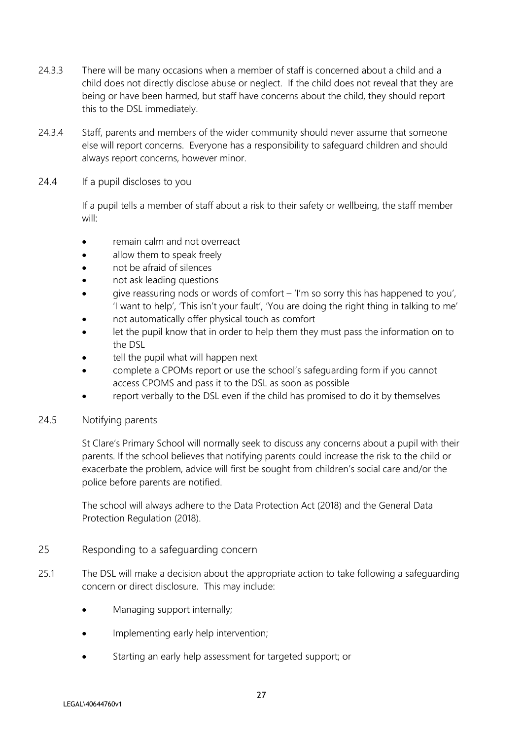24.3.3 There will be many occasions when a member of staff is concerned about a child and a child does not directly disclose abuse or neglect. If the child does not reveal that they are being or have been harmed, but staff have concerns about the child, they should report this to the DSL immediately.

24.3.4 Staff, parents and members of the wider community should never assume that someone else will report concerns. Everyone has a responsibility to safeguard children and should always report concerns, however minor.

24.4 If a pupil discloses to you

If a pupil tells a member of staff about a risk to their safety or wellbeing, the staff member will:

- remain calm and not overreact
- allow them to speak freely
- not be afraid of silences
- not ask leading questions
- give reassuring nods or words of comfort – 'I'm so sorry this has happened to you', 'I want to help', 'This isn't your fault', 'You are doing the right thing in talking to me'
- not automatically offer physical touch as comfort
- let the pupil know that in order to help them they must pass the information on to the DSL
- tell the pupil what will happen next
- complete a CPOMs report or use the school's safeguarding form if you cannot access CPOMS and pass it to the DSL as soon as possible
- report verbally to the DSL even if the child has promised to do it by themselves

24.5 Notifying parents

St Clare's Primary School will normally seek to discuss any concerns about a pupil with their parents. If the school believes that notifying parents could increase the risk to the child or exacerbate the problem, advice will first be sought from children's social care and/or the police before parents are notified.

The school will always adhere to the Data Protection Act (2018) and the General Data Protection Regulation (2018).

25 Responding to a safeguarding concern

25.1 The DSL will make a decision about the appropriate action to take following a safeguarding concern or direct disclosure. This may include:

- Managing support internally;
- Implementing early help intervention;
- Starting an early help assessment for targeted support; or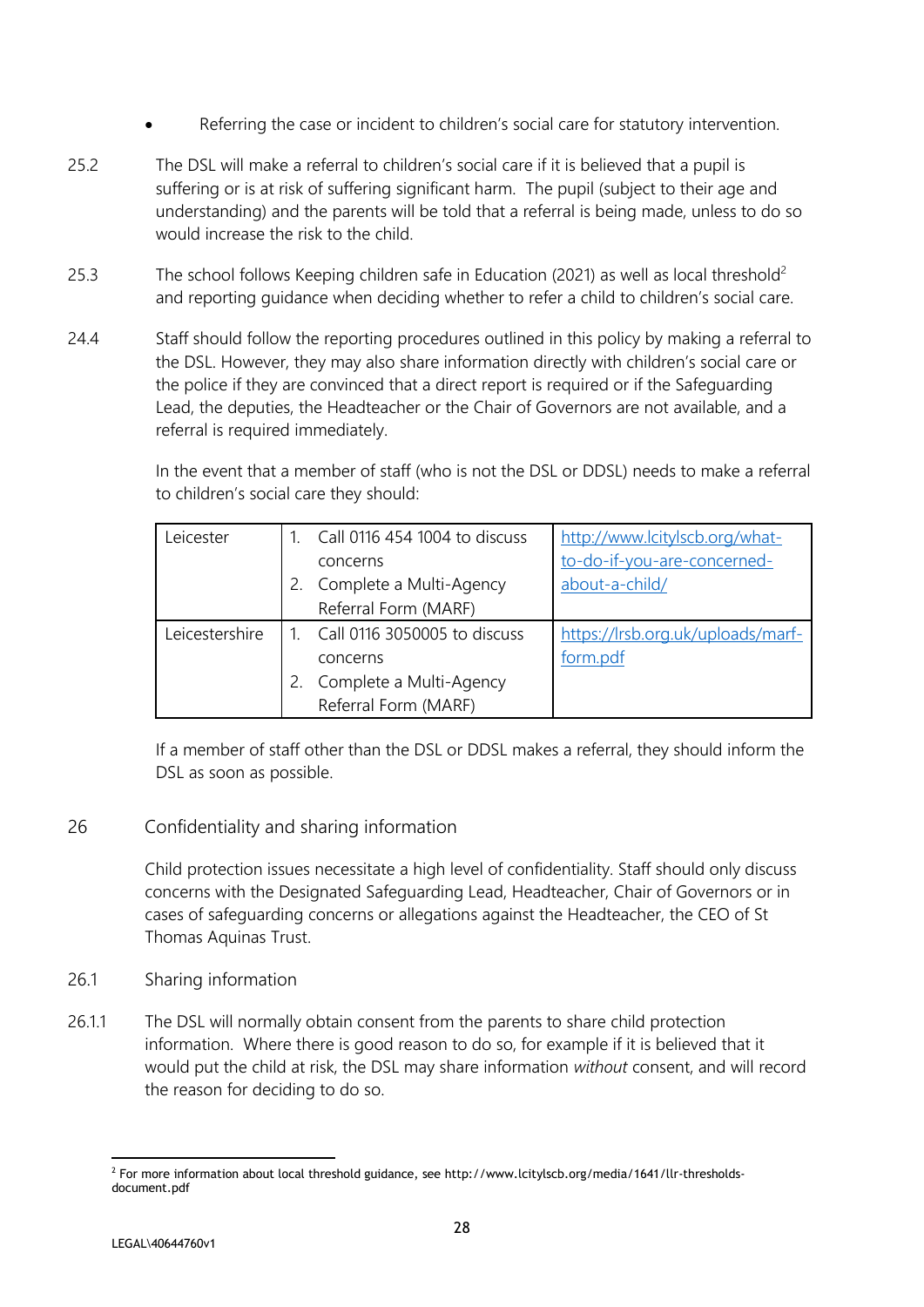- Referring the case or incident to children's social care for statutory intervention.

25.2 The DSL will make a referral to children's social care if it is believed that a pupil is suffering or is at risk of suffering significant harm. The pupil (subject to their age and understanding) and the parents will be told that a referral is being made, unless to do so would increase the risk to the child.

25.3 The school follows Keeping children safe in Education (2021) as well as local threshold[2] and reporting guidance when deciding whether to refer a child to children's social care.

24.4 Staff should follow the reporting procedures outlined in this policy by making a referral to the DSL. However, they may also share information directly with children's social care or the police if they are convinced that a direct report is required or if the Safeguarding Lead, the deputies, the Headteacher or the Chair of Governors are not available, and a referral is required immediately.

In the event that a member of staff (who is not the DSL or DDSL) needs to make a referral to children's social care they should:

| Leicester | 1. Call 0116 454 1004 to discuss concerns<br>2. Complete a Multi-Agency Referral Form (MARF) | http://www.lcitylscb.org/what-to-do-if-you-are-concerned-about-a-child/ |
|---|---|---|
| Leicestershire | 1. Call 0116 3050005 to discuss concerns<br>2. Complete a Multi-Agency Referral Form (MARF) | https://lrsb.org.uk/uploads/marf-form.pdf |

If a member of staff other than the DSL or DDSL makes a referral, they should inform the DSL as soon as possible.

## 26 Confidentiality and sharing information

Child protection issues necessitate a high level of confidentiality. Staff should only discuss concerns with the Designated Safeguarding Lead, Headteacher, Chair of Governors or in cases of safeguarding concerns or allegations against the Headteacher, the CEO of St Thomas Aquinas Trust.

### 26.1 Sharing information

26.1.1 The DSL will normally obtain consent from the parents to share child protection information. Where there is good reason to do so, for example if it is believed that it would put the child at risk, the DSL may share information *without* consent, and will record the reason for deciding to do so.

[2] For more information about local threshold guidance, see http://www.lcitylscb.org/media/1641/llr-thresholds-document.pdf

LEGAL\40644760v1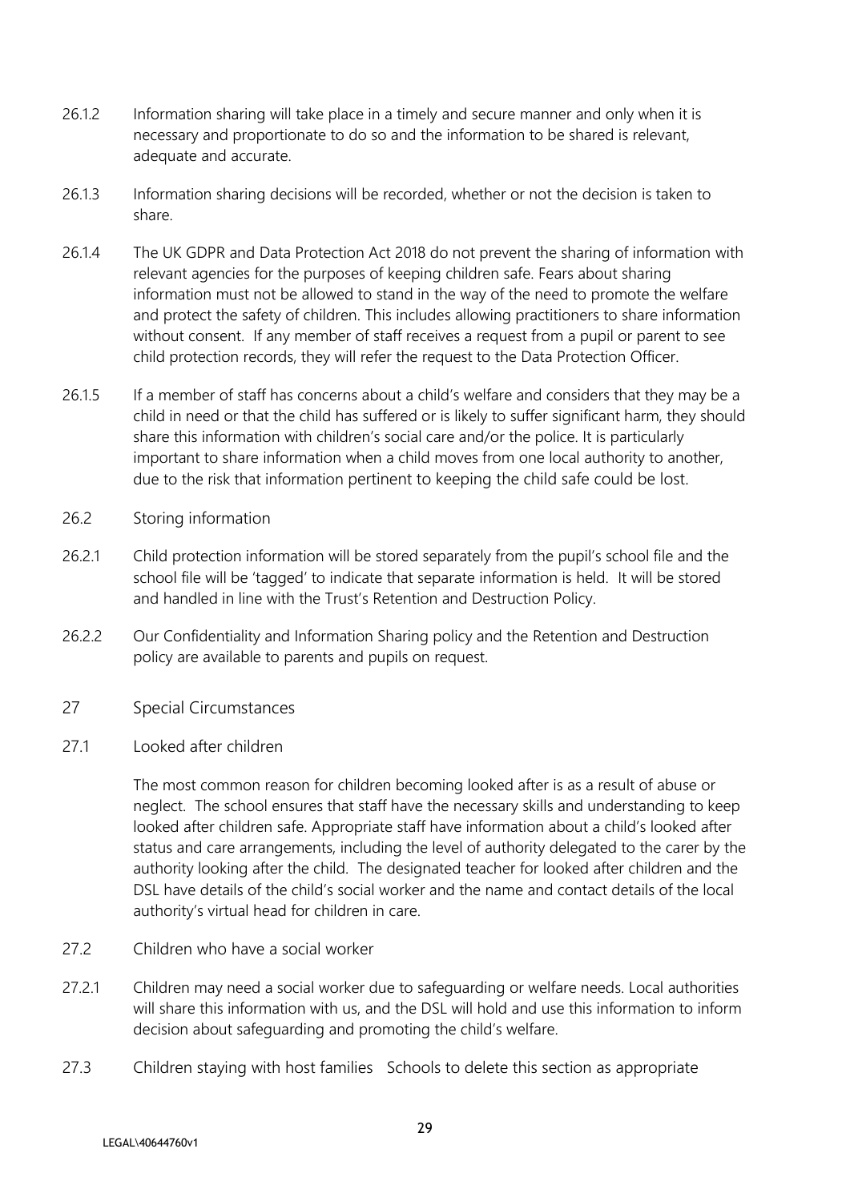26.1.2 Information sharing will take place in a timely and secure manner and only when it is necessary and proportionate to do so and the information to be shared is relevant, adequate and accurate.

26.1.3 Information sharing decisions will be recorded, whether or not the decision is taken to share.

26.1.4 The UK GDPR and Data Protection Act 2018 do not prevent the sharing of information with relevant agencies for the purposes of keeping children safe. Fears about sharing information must not be allowed to stand in the way of the need to promote the welfare and protect the safety of children. This includes allowing practitioners to share information without consent. If any member of staff receives a request from a pupil or parent to see child protection records, they will refer the request to the Data Protection Officer.

26.1.5 If a member of staff has concerns about a child's welfare and considers that they may be a child in need or that the child has suffered or is likely to suffer significant harm, they should share this information with children's social care and/or the police. It is particularly important to share information when a child moves from one local authority to another, due to the risk that information pertinent to keeping the child safe could be lost.

26.2 Storing information

26.2.1 Child protection information will be stored separately from the pupil's school file and the school file will be 'tagged' to indicate that separate information is held. It will be stored and handled in line with the Trust's Retention and Destruction Policy.

26.2.2 Our Confidentiality and Information Sharing policy and the Retention and Destruction policy are available to parents and pupils on request.

## 27 Special Circumstances

### 27.1 Looked after children

The most common reason for children becoming looked after is as a result of abuse or neglect. The school ensures that staff have the necessary skills and understanding to keep looked after children safe. Appropriate staff have information about a child's looked after status and care arrangements, including the level of authority delegated to the carer by the authority looking after the child. The designated teacher for looked after children and the DSL have details of the child's social worker and the name and contact details of the local authority's virtual head for children in care.

### 27.2 Children who have a social worker

27.2.1 Children may need a social worker due to safeguarding or welfare needs. Local authorities will share this information with us, and the DSL will hold and use this information to inform decision about safeguarding and promoting the child's welfare.

### 27.3 Children staying with host families Schools to delete this section as appropriate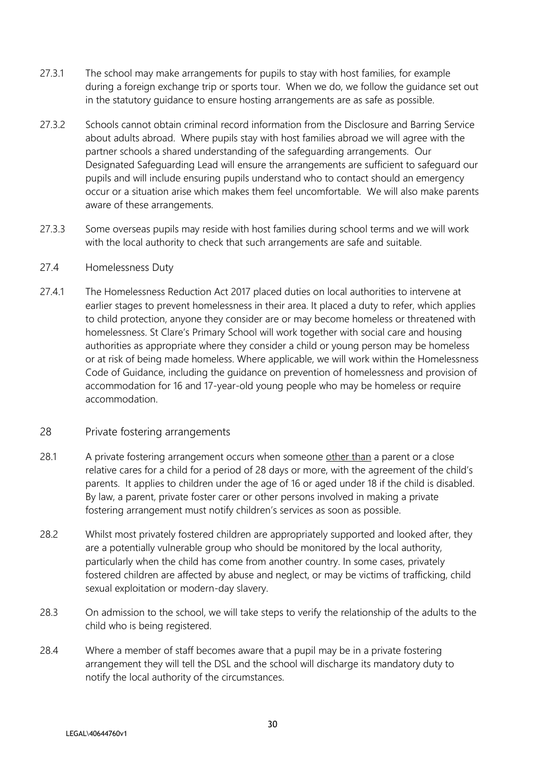27.3.1 The school may make arrangements for pupils to stay with host families, for example during a foreign exchange trip or sports tour. When we do, we follow the guidance set out in the statutory guidance to ensure hosting arrangements are as safe as possible.

27.3.2 Schools cannot obtain criminal record information from the Disclosure and Barring Service about adults abroad. Where pupils stay with host families abroad we will agree with the partner schools a shared understanding of the safeguarding arrangements. Our Designated Safeguarding Lead will ensure the arrangements are sufficient to safeguard our pupils and will include ensuring pupils understand who to contact should an emergency occur or a situation arise which makes them feel uncomfortable. We will also make parents aware of these arrangements.

27.3.3 Some overseas pupils may reside with host families during school terms and we will work with the local authority to check that such arrangements are safe and suitable.

### 27.4 Homelessness Duty

27.4.1 The Homelessness Reduction Act 2017 placed duties on local authorities to intervene at earlier stages to prevent homelessness in their area. It placed a duty to refer, which applies to child protection, anyone they consider are or may become homeless or threatened with homelessness. St Clare's Primary School will work together with social care and housing authorities as appropriate where they consider a child or young person may be homeless or at risk of being made homeless. Where applicable, we will work within the Homelessness Code of Guidance, including the guidance on prevention of homelessness and provision of accommodation for 16 and 17-year-old young people who may be homeless or require accommodation.

## 28 Private fostering arrangements

28.1 A private fostering arrangement occurs when someone <u>other than</u> a parent or a close relative cares for a child for a period of 28 days or more, with the agreement of the child's parents. It applies to children under the age of 16 or aged under 18 if the child is disabled. By law, a parent, private foster carer or other persons involved in making a private fostering arrangement must notify children's services as soon as possible.

28.2 Whilst most privately fostered children are appropriately supported and looked after, they are a potentially vulnerable group who should be monitored by the local authority, particularly when the child has come from another country. In some cases, privately fostered children are affected by abuse and neglect, or may be victims of trafficking, child sexual exploitation or modern-day slavery.

28.3 On admission to the school, we will take steps to verify the relationship of the adults to the child who is being registered.

28.4 Where a member of staff becomes aware that a pupil may be in a private fostering arrangement they will tell the DSL and the school will discharge its mandatory duty to notify the local authority of the circumstances.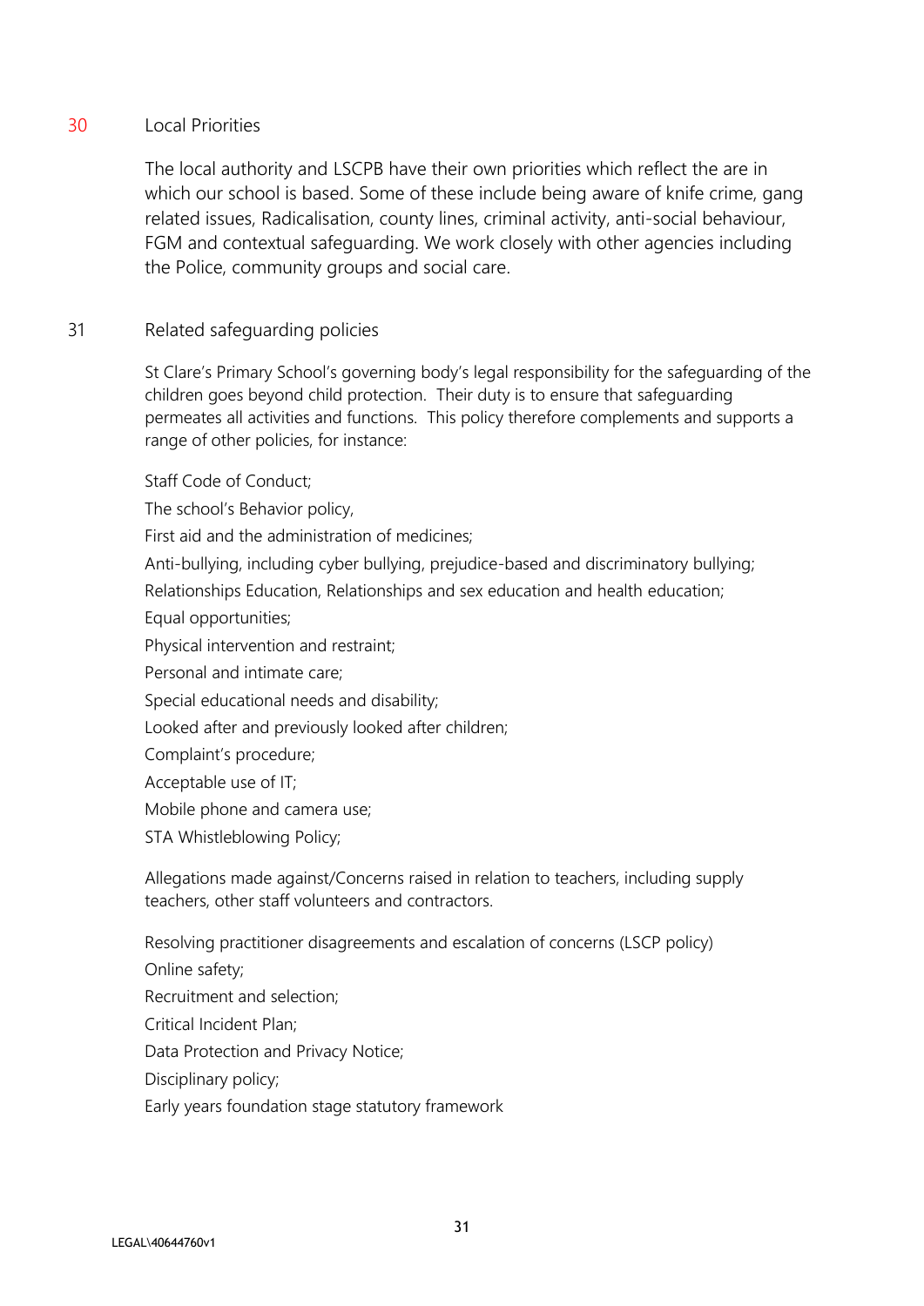## 30 Local Priorities

The local authority and LSCPB have their own priorities which reflect the are in which our school is based. Some of these include being aware of knife crime, gang related issues, Radicalisation, county lines, criminal activity, anti-social behaviour, FGM and contextual safeguarding. We work closely with other agencies including the Police, community groups and social care.

## 31 Related safeguarding policies

St Clare's Primary School's governing body's legal responsibility for the safeguarding of the children goes beyond child protection. Their duty is to ensure that safeguarding permeates all activities and functions. This policy therefore complements and supports a range of other policies, for instance:

Staff Code of Conduct;

The school's Behavior policy,

First aid and the administration of medicines;

Anti-bullying, including cyber bullying, prejudice-based and discriminatory bullying;

Relationships Education, Relationships and sex education and health education;

Equal opportunities;

Physical intervention and restraint;

Personal and intimate care;

Special educational needs and disability;

Looked after and previously looked after children;

Complaint's procedure;

Acceptable use of IT;

Mobile phone and camera use;

STA Whistleblowing Policy;

Allegations made against/Concerns raised in relation to teachers, including supply teachers, other staff volunteers and contractors.

Resolving practitioner disagreements and escalation of concerns (LSCP policy)

Online safety;

Recruitment and selection;

Critical Incident Plan;

Data Protection and Privacy Notice;

Disciplinary policy;

Early years foundation stage statutory framework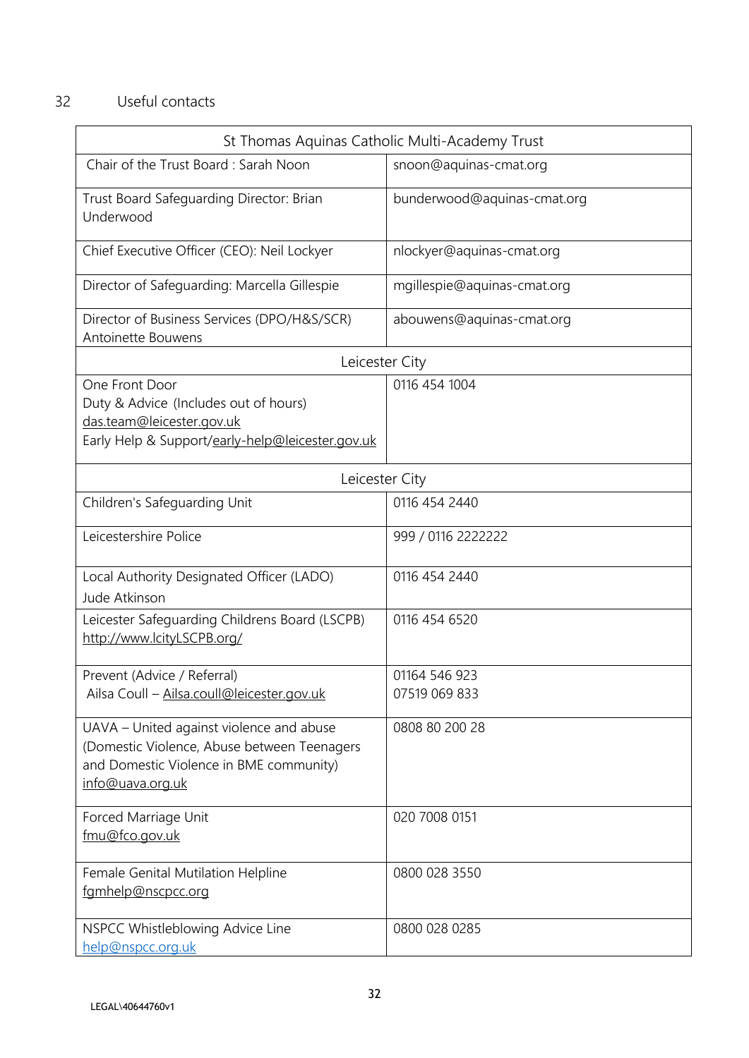## 32 Useful contacts

| St Thomas Aquinas Catholic Multi-Academy Trust | |
|---|---|
| Chair of the Trust Board : Sarah Noon | snoon@aquinas-cmat.org |
| Trust Board Safeguarding Director: Brian Underwood | bunderwood@aquinas-cmat.org |
| Chief Executive Officer (CEO): Neil Lockyer | nlockyer@aquinas-cmat.org |
| Director of Safeguarding: Marcella Gillespie | mgillespie@aquinas-cmat.org |
| Director of Business Services (DPO/H&S/SCR) Antoinette Bouwens | abouwens@aquinas-cmat.org |
| Leicester City | |
| One Front Door<br>Duty & Advice (Includes out of hours)<br>das.team@leicester.gov.uk<br>Early Help & Support/early-help@leicester.gov.uk | 0116 454 1004 |
| Leicester City | |
| Children's Safeguarding Unit | 0116 454 2440 |
| Leicestershire Police | 999 / 0116 2222222 |
| Local Authority Designated Officer (LADO)<br>Jude Atkinson | 0116 454 2440 |
| Leicester Safeguarding Childrens Board (LSCPB)<br>http://www.lcityLSCPB.org/ | 0116 454 6520 |
| Prevent (Advice / Referral)<br>Ailsa Coull – Ailsa.coull@leicester.gov.uk | 01164 546 923<br>07519 069 833 |
| UAVA – United against violence and abuse (Domestic Violence, Abuse between Teenagers and Domestic Violence in BME community)<br>info@uava.org.uk | 0808 80 200 28 |
| Forced Marriage Unit<br>fmu@fco.gov.uk | 020 7008 0151 |
| Female Genital Mutilation Helpline<br>fgmhelp@nscpcc.org | 0800 028 3550 |
| NSPCC Whistleblowing Advice Line<br>help@nspcc.org.uk | 0800 028 0285 |

LEGAL\40644760v1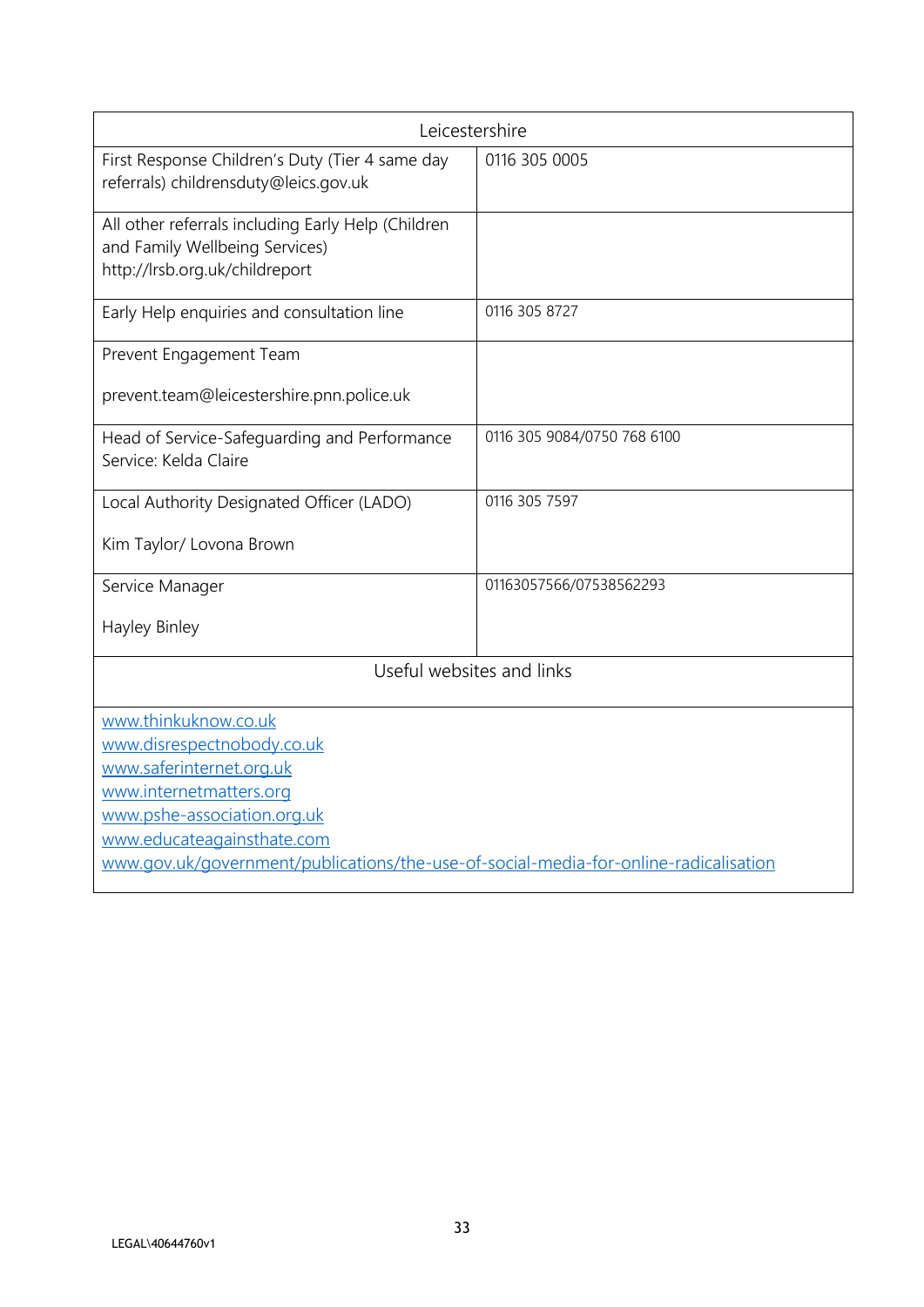| Leicestershire | |
|---|---|
| First Response Children's Duty (Tier 4 same day referrals) childrensduty@leics.gov.uk | 0116 305 0005 |
| All other referrals including Early Help (Children and Family Wellbeing Services) http://lrsb.org.uk/childreport | |
| Early Help enquiries and consultation line | 0116 305 8727 |
| Prevent Engagement Team<br><br>prevent.team@leicestershire.pnn.police.uk | |
| Head of Service-Safeguarding and Performance Service: Kelda Claire | 0116 305 9084/0750 768 6100 |
| Local Authority Designated Officer (LADO)<br><br>Kim Taylor/ Lovona Brown | 0116 305 7597 |
| Service Manager<br><br>Hayley Binley | 01163057566/07538562293 |
| Useful websites and links | |
| www.thinkuknow.co.uk<br>www.disrespectnobody.co.uk<br>www.saferinternet.org.uk<br>www.internetmatters.org<br>www.pshe-association.org.uk<br>www.educateagainsthate.com<br>www.gov.uk/government/publications/the-use-of-social-media-for-online-radicalisation | |

LEGAL\40644760v1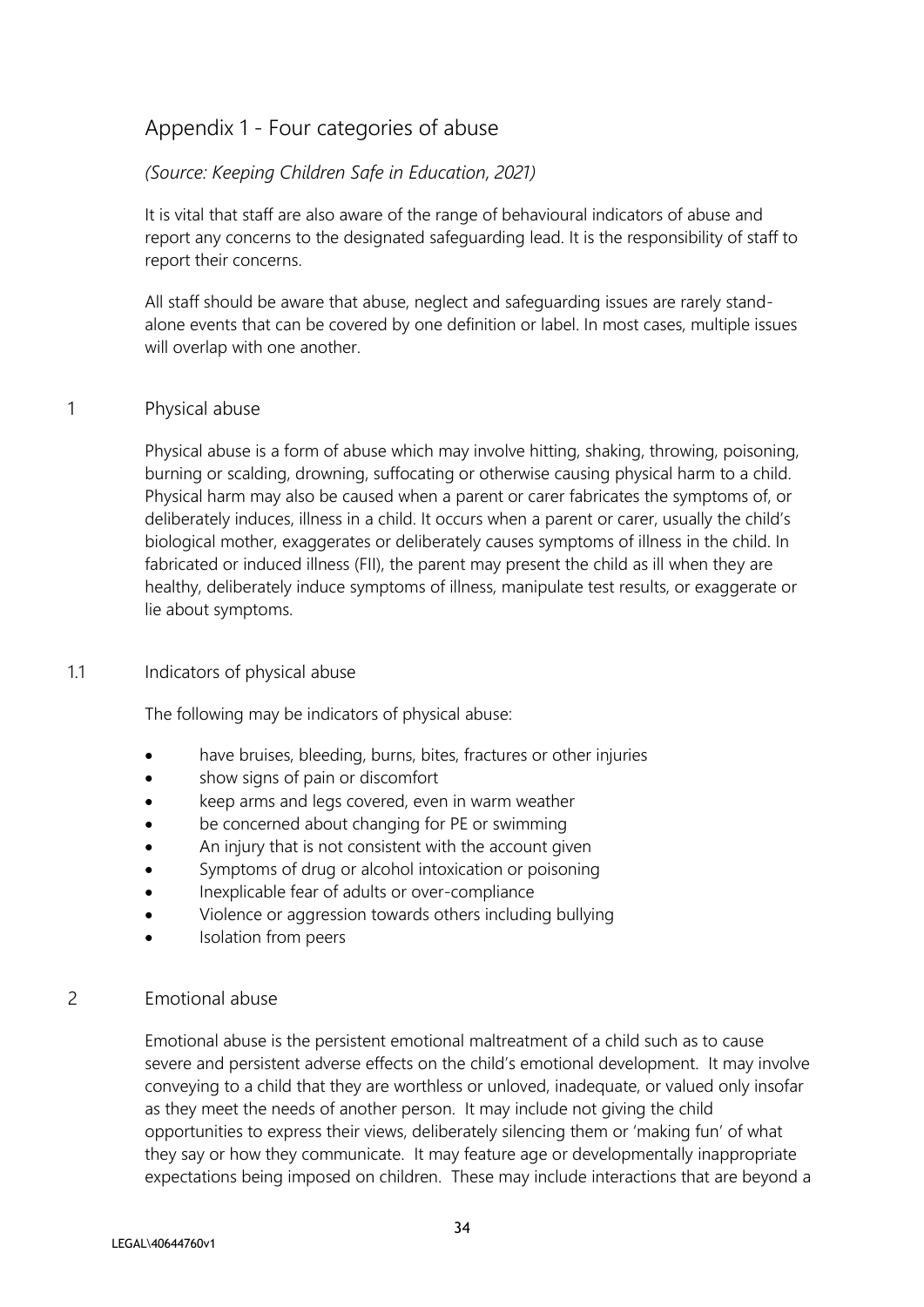## Appendix 1 - Four categories of abuse

*(Source: Keeping Children Safe in Education, 2021)*

It is vital that staff are also aware of the range of behavioural indicators of abuse and report any concerns to the designated safeguarding lead. It is the responsibility of staff to report their concerns.

All staff should be aware that abuse, neglect and safeguarding issues are rarely stand-alone events that can be covered by one definition or label. In most cases, multiple issues will overlap with one another.

### 1 Physical abuse

Physical abuse is a form of abuse which may involve hitting, shaking, throwing, poisoning, burning or scalding, drowning, suffocating or otherwise causing physical harm to a child. Physical harm may also be caused when a parent or carer fabricates the symptoms of, or deliberately induces, illness in a child. It occurs when a parent or carer, usually the child's biological mother, exaggerates or deliberately causes symptoms of illness in the child. In fabricated or induced illness (FII), the parent may present the child as ill when they are healthy, deliberately induce symptoms of illness, manipulate test results, or exaggerate or lie about symptoms.

#### 1.1 Indicators of physical abuse

The following may be indicators of physical abuse:

- have bruises, bleeding, burns, bites, fractures or other injuries
- show signs of pain or discomfort
- keep arms and legs covered, even in warm weather
- be concerned about changing for PE or swimming
- An injury that is not consistent with the account given
- Symptoms of drug or alcohol intoxication or poisoning
- Inexplicable fear of adults or over-compliance
- Violence or aggression towards others including bullying
- Isolation from peers

### 2 Emotional abuse

Emotional abuse is the persistent emotional maltreatment of a child such as to cause severe and persistent adverse effects on the child's emotional development. It may involve conveying to a child that they are worthless or unloved, inadequate, or valued only insofar as they meet the needs of another person. It may include not giving the child opportunities to express their views, deliberately silencing them or 'making fun' of what they say or how they communicate. It may feature age or developmentally inappropriate expectations being imposed on children. These may include interactions that are beyond a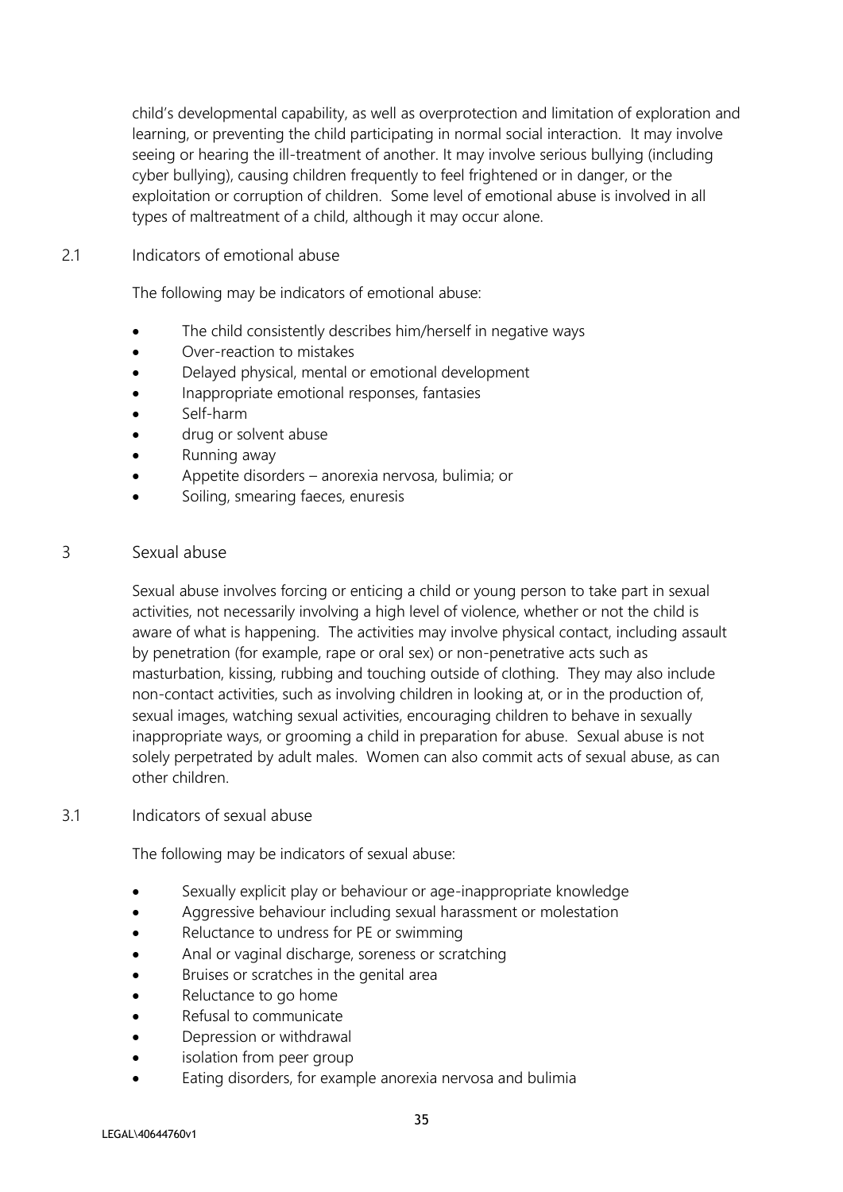child's developmental capability, as well as overprotection and limitation of exploration and learning, or preventing the child participating in normal social interaction. It may involve seeing or hearing the ill-treatment of another. It may involve serious bullying (including cyber bullying), causing children frequently to feel frightened or in danger, or the exploitation or corruption of children. Some level of emotional abuse is involved in all types of maltreatment of a child, although it may occur alone.

### 2.1 Indicators of emotional abuse

The following may be indicators of emotional abuse:

- The child consistently describes him/herself in negative ways
- Over-reaction to mistakes
- Delayed physical, mental or emotional development
- Inappropriate emotional responses, fantasies
- Self-harm
- drug or solvent abuse
- Running away
- Appetite disorders – anorexia nervosa, bulimia; or
- Soiling, smearing faeces, enuresis

## 3 Sexual abuse

Sexual abuse involves forcing or enticing a child or young person to take part in sexual activities, not necessarily involving a high level of violence, whether or not the child is aware of what is happening. The activities may involve physical contact, including assault by penetration (for example, rape or oral sex) or non-penetrative acts such as masturbation, kissing, rubbing and touching outside of clothing. They may also include non-contact activities, such as involving children in looking at, or in the production of, sexual images, watching sexual activities, encouraging children to behave in sexually inappropriate ways, or grooming a child in preparation for abuse. Sexual abuse is not solely perpetrated by adult males. Women can also commit acts of sexual abuse, as can other children.

### 3.1 Indicators of sexual abuse

The following may be indicators of sexual abuse:

- Sexually explicit play or behaviour or age-inappropriate knowledge
- Aggressive behaviour including sexual harassment or molestation
- Reluctance to undress for PE or swimming
- Anal or vaginal discharge, soreness or scratching
- Bruises or scratches in the genital area
- Reluctance to go home
- Refusal to communicate
- Depression or withdrawal
- isolation from peer group
- Eating disorders, for example anorexia nervosa and bulimia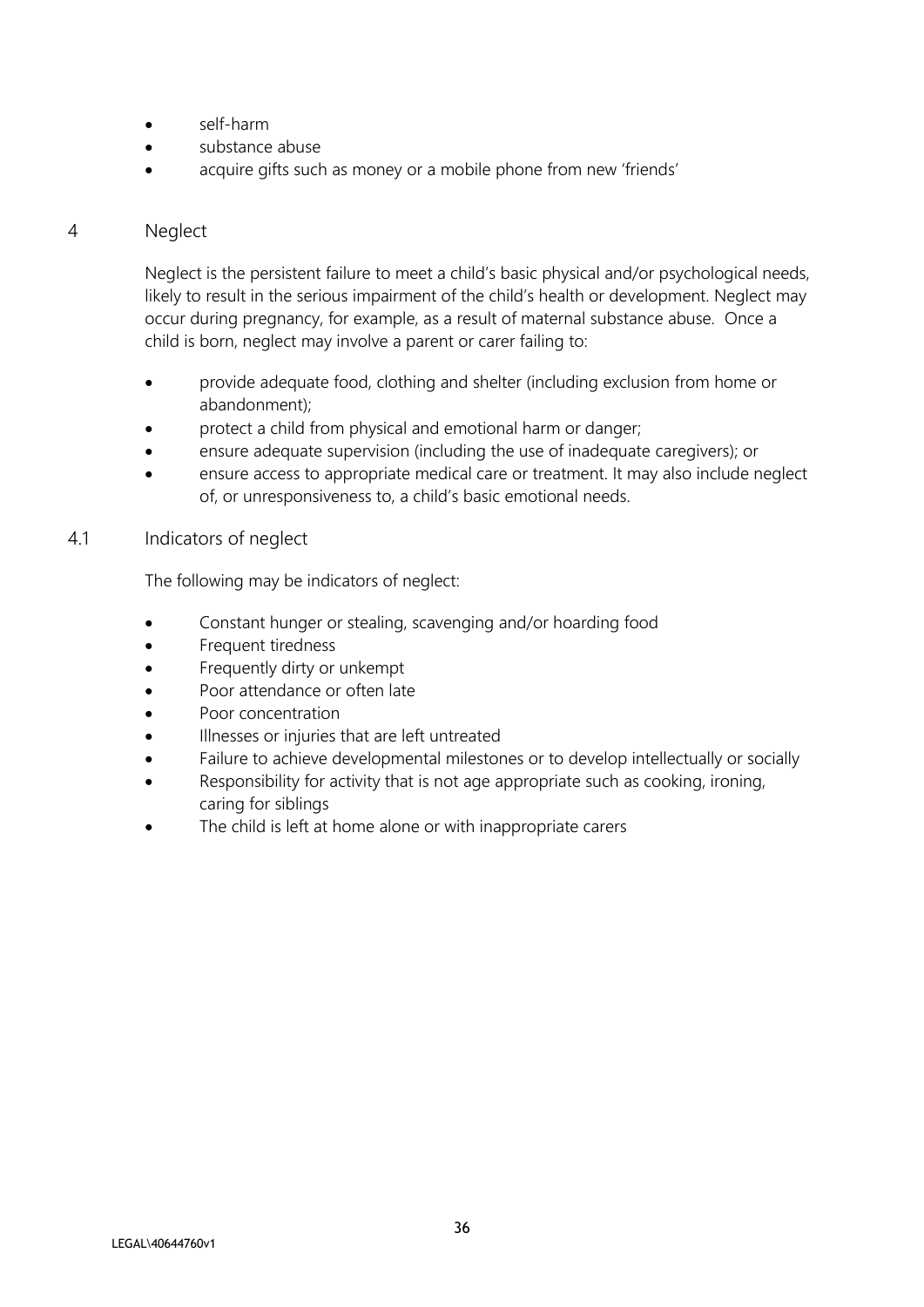- self-harm
- substance abuse
- acquire gifts such as money or a mobile phone from new 'friends'

## 4 Neglect

Neglect is the persistent failure to meet a child's basic physical and/or psychological needs, likely to result in the serious impairment of the child's health or development. Neglect may occur during pregnancy, for example, as a result of maternal substance abuse. Once a child is born, neglect may involve a parent or carer failing to:

- provide adequate food, clothing and shelter (including exclusion from home or abandonment);
- protect a child from physical and emotional harm or danger;
- ensure adequate supervision (including the use of inadequate caregivers); or
- ensure access to appropriate medical care or treatment. It may also include neglect of, or unresponsiveness to, a child's basic emotional needs.

### 4.1 Indicators of neglect

The following may be indicators of neglect:

- Constant hunger or stealing, scavenging and/or hoarding food
- Frequent tiredness
- Frequently dirty or unkempt
- Poor attendance or often late
- Poor concentration
- Illnesses or injuries that are left untreated
- Failure to achieve developmental milestones or to develop intellectually or socially
- Responsibility for activity that is not age appropriate such as cooking, ironing, caring for siblings
- The child is left at home alone or with inappropriate carers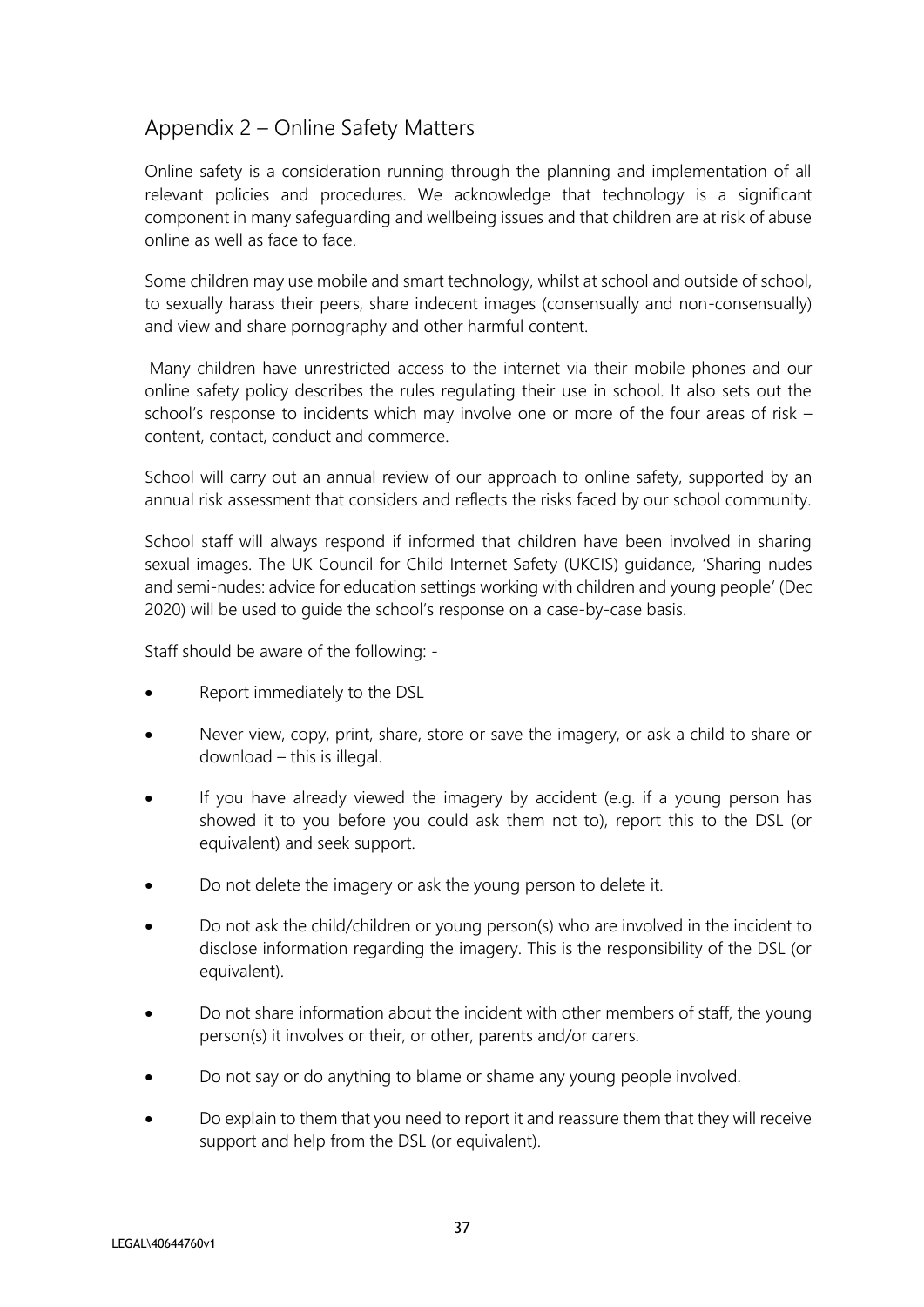## Appendix 2 – Online Safety Matters

Online safety is a consideration running through the planning and implementation of all relevant policies and procedures. We acknowledge that technology is a significant component in many safeguarding and wellbeing issues and that children are at risk of abuse online as well as face to face.

Some children may use mobile and smart technology, whilst at school and outside of school, to sexually harass their peers, share indecent images (consensually and non-consensually) and view and share pornography and other harmful content.

Many children have unrestricted access to the internet via their mobile phones and our online safety policy describes the rules regulating their use in school. It also sets out the school's response to incidents which may involve one or more of the four areas of risk – content, contact, conduct and commerce.

School will carry out an annual review of our approach to online safety, supported by an annual risk assessment that considers and reflects the risks faced by our school community.

School staff will always respond if informed that children have been involved in sharing sexual images. The UK Council for Child Internet Safety (UKCIS) guidance, 'Sharing nudes and semi-nudes: advice for education settings working with children and young people' (Dec 2020) will be used to guide the school's response on a case-by-case basis.

Staff should be aware of the following: -

- Report immediately to the DSL
- Never view, copy, print, share, store or save the imagery, or ask a child to share or download – this is illegal.
- If you have already viewed the imagery by accident (e.g. if a young person has showed it to you before you could ask them not to), report this to the DSL (or equivalent) and seek support.
- Do not delete the imagery or ask the young person to delete it.
- Do not ask the child/children or young person(s) who are involved in the incident to disclose information regarding the imagery. This is the responsibility of the DSL (or equivalent).
- Do not share information about the incident with other members of staff, the young person(s) it involves or their, or other, parents and/or carers.
- Do not say or do anything to blame or shame any young people involved.
- Do explain to them that you need to report it and reassure them that they will receive support and help from the DSL (or equivalent).